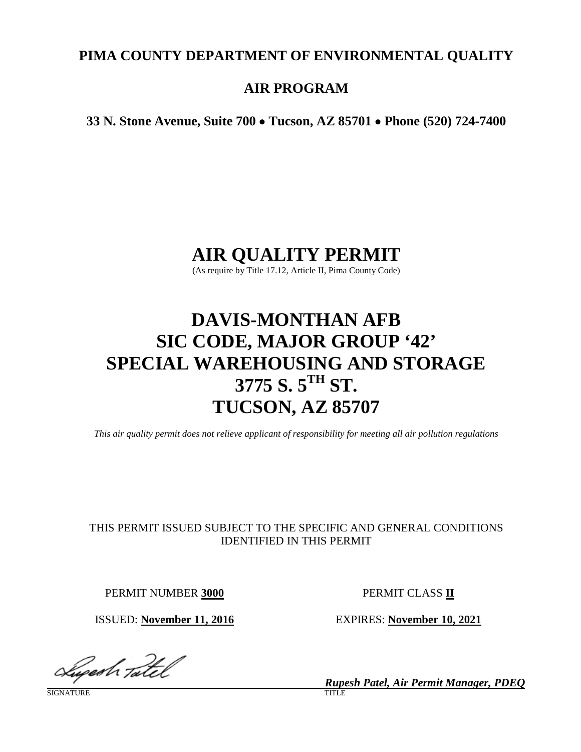**PIMA COUNTY DEPARTMENT OF ENVIRONMENTAL QUALITY**

**AIR PROGRAM**

**33 N. Stone Avenue, Suite 700 • Tucson, AZ 85701 • Phone (520) 724-7400**

# AIR QUALITY PERMIT

(As require by Title 17.12, Article II, Pima County Code)

# DAVIS-MONTHAN AFB
# SIC CODE, MAJOR GROUP '42'
# SPECIAL WAREHOUSING AND STORAGE
# 3775 S. 5TH ST.
# TUCSON, AZ 85707

*This air quality permit does not relieve applicant of responsibility for meeting all air pollution regulations*

THIS PERMIT ISSUED SUBJECT TO THE SPECIFIC AND GENERAL CONDITIONS IDENTIFIED IN THIS PERMIT

PERMIT NUMBER **3000**

PERMIT CLASS **II**

ISSUED: **November 11, 2016**

EXPIRES: **November 10, 2021**

SIGNATURE

***Rupesh Patel, Air Permit Manager, PDEQ***

TITLE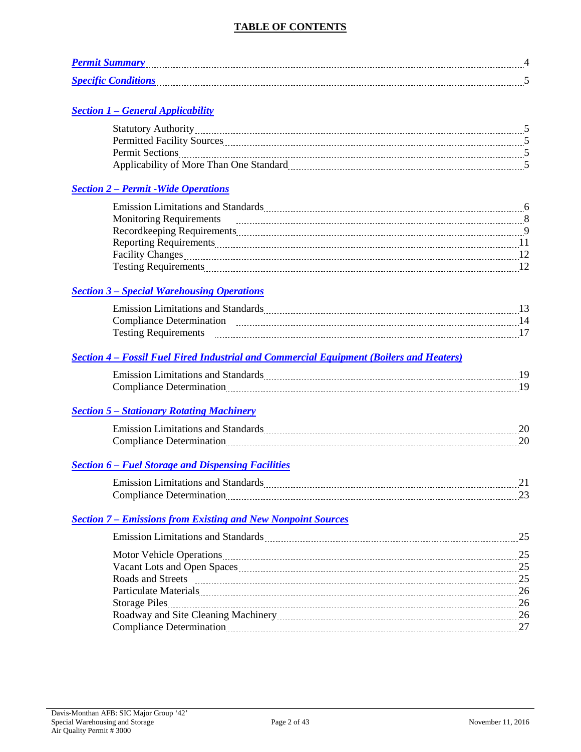# TABLE OF CONTENTS

***Permit Summary*** ........................................................................................................ 4

***Specific Conditions*** ..................................................................................................... 5

***Section 1 – General Applicability***

- Statutory Authority ........................................................................................... 5
- Permitted Facility Sources ................................................................................ 5
- Permit Sections ................................................................................................. 5
- Applicability of More Than One Standard ......................................................... 5

***Section 2 – Permit -Wide Operations***

- Emission Limitations and Standards ................................................................. 6
- Monitoring Requirements ................................................................................. 8
- Recordkeeping Requirements .......................................................................... 9
- Reporting Requirements ................................................................................. 11
- Facility Changes ............................................................................................. 12
- Testing Requirements ..................................................................................... 12

***Section 3 – Special Warehousing Operations***

- Emission Limitations and Standards ............................................................... 13
- Compliance Determination ............................................................................. 14
- Testing Requirements ..................................................................................... 17

***Section 4 – Fossil Fuel Fired Industrial and Commercial Equipment (Boilers and Heaters)***

- Emission Limitations and Standards ............................................................... 19
- Compliance Determination ............................................................................. 19

***Section 5 – Stationary Rotating Machinery***

- Emission Limitations and Standards ............................................................... 20
- Compliance Determination ............................................................................. 20

***Section 6 – Fuel Storage and Dispensing Facilities***

- Emission Limitations and Standards ............................................................... 21
- Compliance Determination ............................................................................. 23

***Section 7 – Emissions from Existing and New Nonpoint Sources***

- Emission Limitations and Standards ............................................................... 25
- Motor Vehicle Operations ............................................................................... 25
- Vacant Lots and Open Spaces ......................................................................... 25
- Roads and Streets ........................................................................................... 25
- Particulate Materials ....................................................................................... 26
- Storage Piles ................................................................................................... 26
- Roadway and Site Cleaning Machinery ........................................................... 26
- Compliance Determination ............................................................................. 27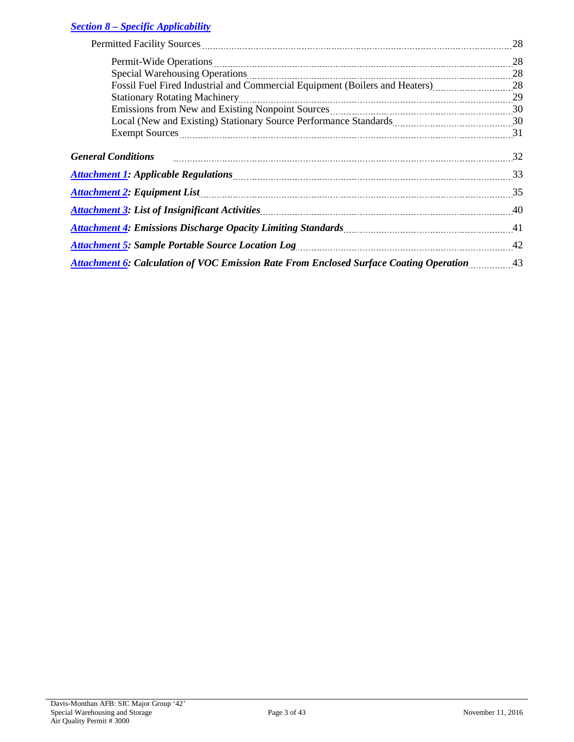***Section 8 – Specific Applicability***

Permitted Facility Sources ........ 28

- Permit-Wide Operations ........ 28
- Special Warehousing Operations ........ 28
- Fossil Fuel Fired Industrial and Commercial Equipment (Boilers and Heaters) ........ 28
- Stationary Rotating Machinery ........ 29
- Emissions from New and Existing Nonpoint Sources ........ 30
- Local (New and Existing) Stationary Source Performance Standards ........ 30
- Exempt Sources ........ 31

***General Conditions*** ........ 32

***Attachment 1: Applicable Regulations*** ........ 33

***Attachment 2: Equipment List*** ........ 35

***Attachment 3: List of Insignificant Activities*** ........ 40

***Attachment 4: Emissions Discharge Opacity Limiting Standards*** ........ 41

***Attachment 5: Sample Portable Source Location Log*** ........ 42

***Attachment 6: Calculation of VOC Emission Rate From Enclosed Surface Coating Operation*** ........ 43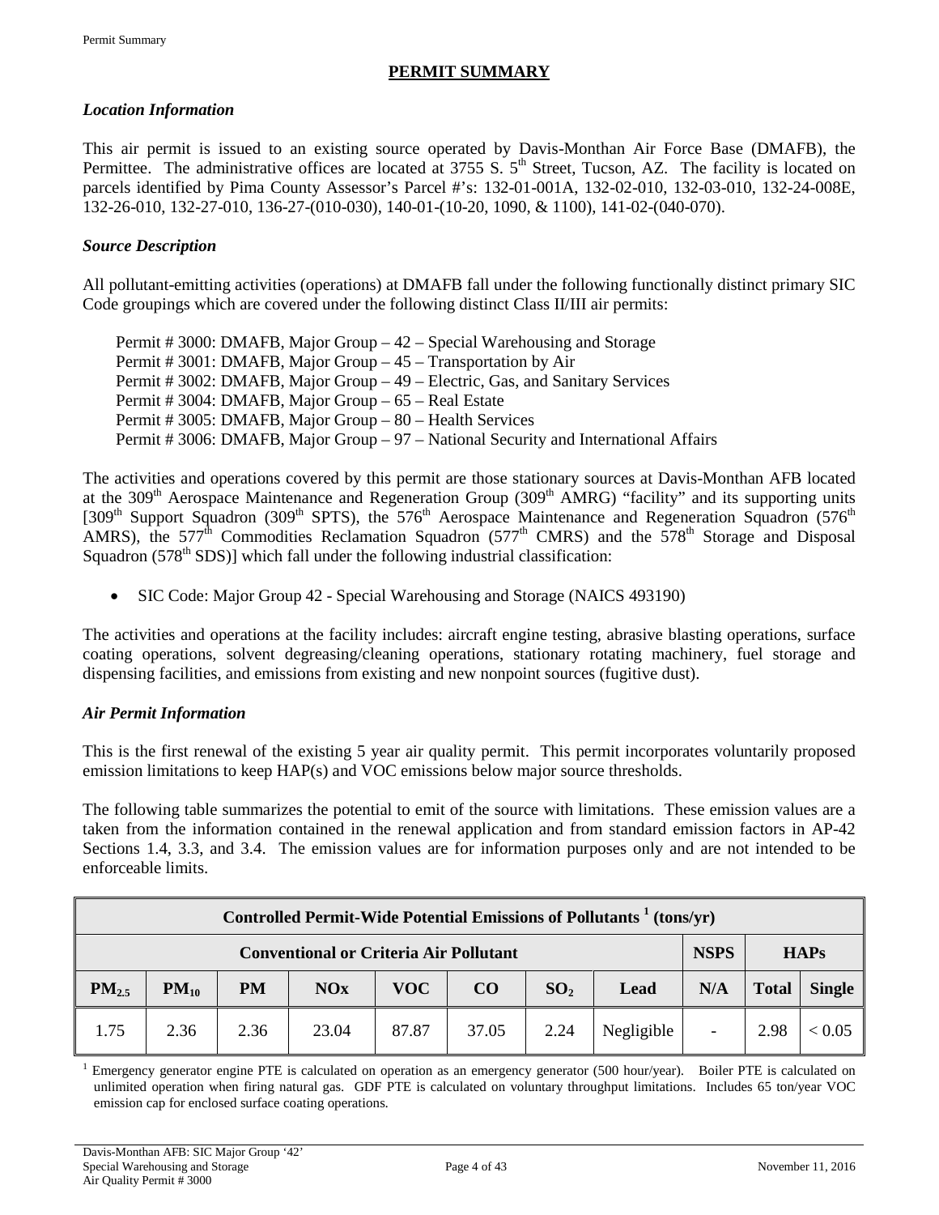## PERMIT SUMMARY

### *Location Information*

This air permit is issued to an existing source operated by Davis-Monthan Air Force Base (DMAFB), the Permittee. The administrative offices are located at 3755 S. 5th Street, Tucson, AZ. The facility is located on parcels identified by Pima County Assessor's Parcel #'s: 132-01-001A, 132-02-010, 132-03-010, 132-24-008E, 132-26-010, 132-27-010, 136-27-(010-030), 140-01-(10-20, 1090, & 1100), 141-02-(040-070).

### *Source Description*

All pollutant-emitting activities (operations) at DMAFB fall under the following functionally distinct primary SIC Code groupings which are covered under the following distinct Class II/III air permits:

Permit # 3000: DMAFB, Major Group – 42 – Special Warehousing and Storage
Permit # 3001: DMAFB, Major Group – 45 – Transportation by Air
Permit # 3002: DMAFB, Major Group – 49 – Electric, Gas, and Sanitary Services
Permit # 3004: DMAFB, Major Group – 65 – Real Estate
Permit # 3005: DMAFB, Major Group – 80 – Health Services
Permit # 3006: DMAFB, Major Group – 97 – National Security and International Affairs

The activities and operations covered by this permit are those stationary sources at Davis-Monthan AFB located at the 309th Aerospace Maintenance and Regeneration Group (309th AMRG) "facility" and its supporting units [309th Support Squadron (309th SPTS), the 576th Aerospace Maintenance and Regeneration Squadron (576th AMRS), the 577th Commodities Reclamation Squadron (577th CMRS) and the 578th Storage and Disposal Squadron (578th SDS)] which fall under the following industrial classification:

- SIC Code: Major Group 42 - Special Warehousing and Storage (NAICS 493190)

The activities and operations at the facility includes: aircraft engine testing, abrasive blasting operations, surface coating operations, solvent degreasing/cleaning operations, stationary rotating machinery, fuel storage and dispensing facilities, and emissions from existing and new nonpoint sources (fugitive dust).

### *Air Permit Information*

This is the first renewal of the existing 5 year air quality permit. This permit incorporates voluntarily proposed emission limitations to keep HAP(s) and VOC emissions below major source thresholds.

The following table summarizes the potential to emit of the source with limitations. These emission values are a taken from the information contained in the renewal application and from standard emission factors in AP-42 Sections 1.4, 3.3, and 3.4. The emission values are for information purposes only and are not intended to be enforceable limits.

| Controlled Permit-Wide Potential Emissions of Pollutants [1] (tons/yr) | | | | | | | | | | |
|---|---|---|---|---|---|---|---|---|---|---|
| Conventional or Criteria Air Pollutant | | | | | | | | NSPS | HAPs | |
| $PM_{2.5}$ | $PM_{10}$ | PM | NOx | VOC | CO | $SO_2$ | Lead | N/A | Total | Single |
| 1.75 | 2.36 | 2.36 | 23.04 | 87.87 | 37.05 | 2.24 | Negligible | - | 2.98 | < 0.05 |

[1] Emergency generator engine PTE is calculated on operation as an emergency generator (500 hour/year). Boiler PTE is calculated on unlimited operation when firing natural gas. GDF PTE is calculated on voluntary throughput limitations. Includes 65 ton/year VOC emission cap for enclosed surface coating operations.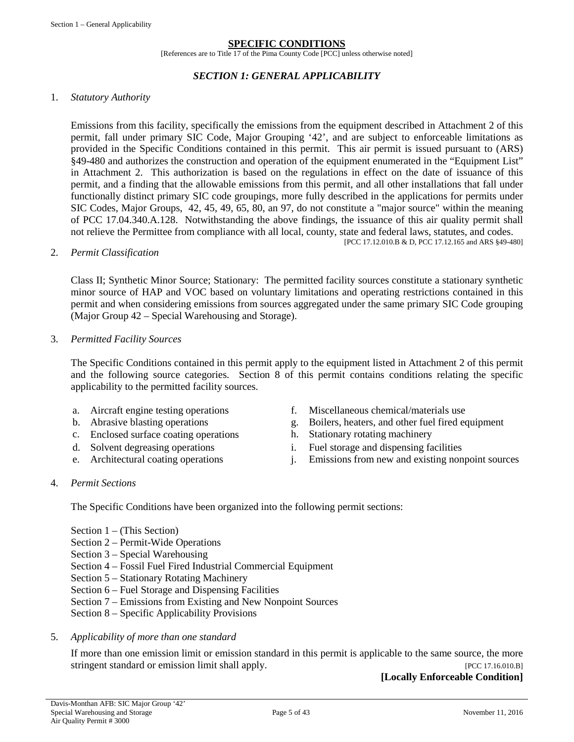## SPECIFIC CONDITIONS

[References are to Title 17 of the Pima County Code [PCC] unless otherwise noted]

### *SECTION 1: GENERAL APPLICABILITY*

1. *Statutory Authority*

   Emissions from this facility, specifically the emissions from the equipment described in Attachment 2 of this permit, fall under primary SIC Code, Major Grouping '42', and are subject to enforceable limitations as provided in the Specific Conditions contained in this permit. This air permit is issued pursuant to (ARS) §49-480 and authorizes the construction and operation of the equipment enumerated in the "Equipment List" in Attachment 2. This authorization is based on the regulations in effect on the date of issuance of this permit, and a finding that the allowable emissions from this permit, and all other installations that fall under functionally distinct primary SIC code groupings, more fully described in the applications for permits under SIC Codes, Major Groups, 42, 45, 49, 65, 80, an 97, do not constitute a "major source" within the meaning of PCC 17.04.340.A.128. Notwithstanding the above findings, the issuance of this air quality permit shall not relieve the Permittee from compliance with all local, county, state and federal laws, statutes, and codes.

   [PCC 17.12.010.B & D, PCC 17.12.165 and ARS §49-480]

2. *Permit Classification*

   Class II; Synthetic Minor Source; Stationary: The permitted facility sources constitute a stationary synthetic minor source of HAP and VOC based on voluntary limitations and operating restrictions contained in this permit and when considering emissions from sources aggregated under the same primary SIC Code grouping (Major Group 42 – Special Warehousing and Storage).

3. *Permitted Facility Sources*

   The Specific Conditions contained in this permit apply to the equipment listed in Attachment 2 of this permit and the following source categories. Section 8 of this permit contains conditions relating the specific applicability to the permitted facility sources.

   a. Aircraft engine testing operations
   b. Abrasive blasting operations
   c. Enclosed surface coating operations
   d. Solvent degreasing operations
   e. Architectural coating operations
   f. Miscellaneous chemical/materials use
   g. Boilers, heaters, and other fuel fired equipment
   h. Stationary rotating machinery
   i. Fuel storage and dispensing facilities
   j. Emissions from new and existing nonpoint sources

4. *Permit Sections*

   The Specific Conditions have been organized into the following permit sections:

   Section 1 – (This Section)
   Section 2 – Permit-Wide Operations
   Section 3 – Special Warehousing
   Section 4 – Fossil Fuel Fired Industrial Commercial Equipment
   Section 5 – Stationary Rotating Machinery
   Section 6 – Fuel Storage and Dispensing Facilities
   Section 7 – Emissions from Existing and New Nonpoint Sources
   Section 8 – Specific Applicability Provisions

5. *Applicability of more than one standard*

   If more than one emission limit or emission standard in this permit is applicable to the same source, the more stringent standard or emission limit shall apply.

   [PCC 17.16.010.B]

   **[Locally Enforceable Condition]**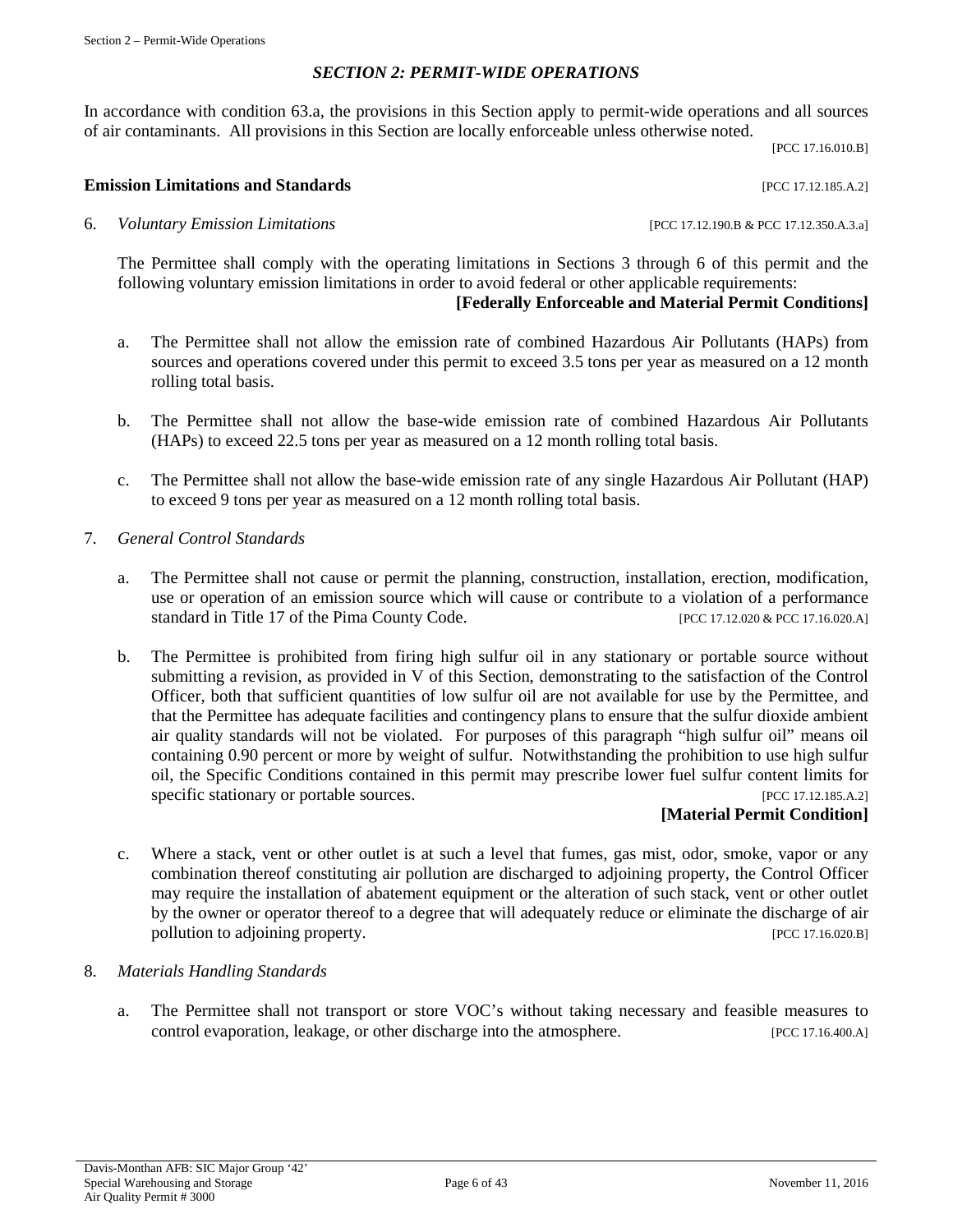# *SECTION 2: PERMIT-WIDE OPERATIONS*

In accordance with condition 63.a, the provisions in this Section apply to permit-wide operations and all sources of air contaminants. All provisions in this Section are locally enforceable unless otherwise noted.

[PCC 17.16.010.B]

**Emission Limitations and Standards** [PCC 17.12.185.A.2]

6. *Voluntary Emission Limitations* [PCC 17.12.190.B & PCC 17.12.350.A.3.a]

   The Permittee shall comply with the operating limitations in Sections 3 through 6 of this permit and the following voluntary emission limitations in order to avoid federal or other applicable requirements:

   **[Federally Enforceable and Material Permit Conditions]**

   a. The Permittee shall not allow the emission rate of combined Hazardous Air Pollutants (HAPs) from sources and operations covered under this permit to exceed 3.5 tons per year as measured on a 12 month rolling total basis.

   b. The Permittee shall not allow the base-wide emission rate of combined Hazardous Air Pollutants (HAPs) to exceed 22.5 tons per year as measured on a 12 month rolling total basis.

   c. The Permittee shall not allow the base-wide emission rate of any single Hazardous Air Pollutant (HAP) to exceed 9 tons per year as measured on a 12 month rolling total basis.

7. *General Control Standards*

   a. The Permittee shall not cause or permit the planning, construction, installation, erection, modification, use or operation of an emission source which will cause or contribute to a violation of a performance standard in Title 17 of the Pima County Code. [PCC 17.12.020 & PCC 17.16.020.A]

   b. The Permittee is prohibited from firing high sulfur oil in any stationary or portable source without submitting a revision, as provided in V of this Section, demonstrating to the satisfaction of the Control Officer, both that sufficient quantities of low sulfur oil are not available for use by the Permittee, and that the Permittee has adequate facilities and contingency plans to ensure that the sulfur dioxide ambient air quality standards will not be violated. For purposes of this paragraph "high sulfur oil" means oil containing 0.90 percent or more by weight of sulfur. Notwithstanding the prohibition to use high sulfur oil, the Specific Conditions contained in this permit may prescribe lower fuel sulfur content limits for specific stationary or portable sources. [PCC 17.12.185.A.2]

   **[Material Permit Condition]**

   c. Where a stack, vent or other outlet is at such a level that fumes, gas mist, odor, smoke, vapor or any combination thereof constituting air pollution are discharged to adjoining property, the Control Officer may require the installation of abatement equipment or the alteration of such stack, vent or other outlet by the owner or operator thereof to a degree that will adequately reduce or eliminate the discharge of air pollution to adjoining property. [PCC 17.16.020.B]

8. *Materials Handling Standards*

   a. The Permittee shall not transport or store VOC's without taking necessary and feasible measures to control evaporation, leakage, or other discharge into the atmosphere. [PCC 17.16.400.A]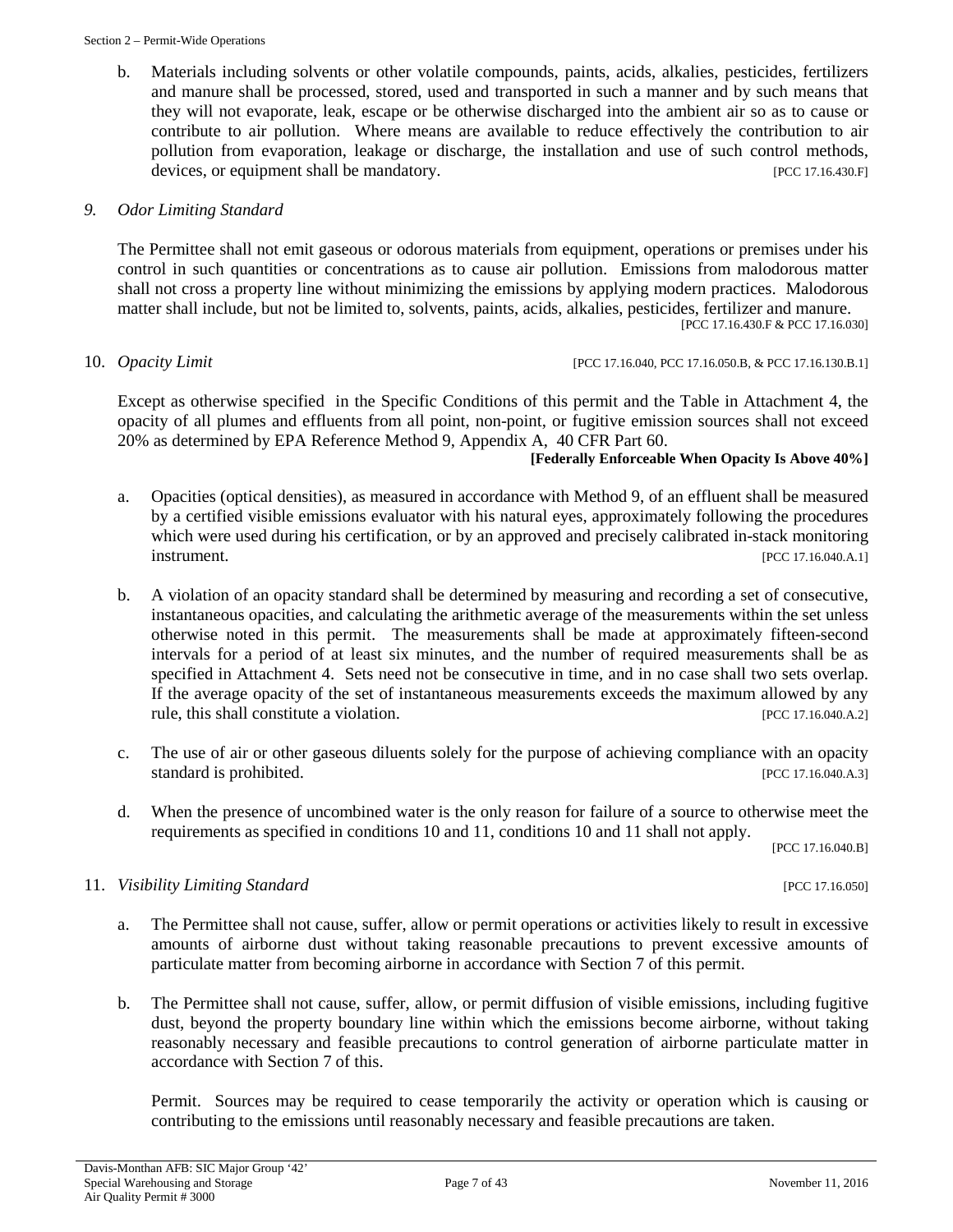b. Materials including solvents or other volatile compounds, paints, acids, alkalies, pesticides, fertilizers and manure shall be processed, stored, used and transported in such a manner and by such means that they will not evaporate, leak, escape or be otherwise discharged into the ambient air so as to cause or contribute to air pollution. Where means are available to reduce effectively the contribution to air pollution from evaporation, leakage or discharge, the installation and use of such control methods, devices, or equipment shall be mandatory. [PCC 17.16.430.F]

9. *Odor Limiting Standard*

The Permittee shall not emit gaseous or odorous materials from equipment, operations or premises under his control in such quantities or concentrations as to cause air pollution. Emissions from malodorous matter shall not cross a property line without minimizing the emissions by applying modern practices. Malodorous matter shall include, but not be limited to, solvents, paints, acids, alkalies, pesticides, fertilizer and manure. [PCC 17.16.430.F & PCC 17.16.030]

10. *Opacity Limit* [PCC 17.16.040, PCC 17.16.050.B, & PCC 17.16.130.B.1]

Except as otherwise specified in the Specific Conditions of this permit and the Table in Attachment 4, the opacity of all plumes and effluents from all point, non-point, or fugitive emission sources shall not exceed 20% as determined by EPA Reference Method 9, Appendix A, 40 CFR Part 60.

**[Federally Enforceable When Opacity Is Above 40%]**

a. Opacities (optical densities), as measured in accordance with Method 9, of an effluent shall be measured by a certified visible emissions evaluator with his natural eyes, approximately following the procedures which were used during his certification, or by an approved and precisely calibrated in-stack monitoring instrument. [PCC 17.16.040.A.1]

b. A violation of an opacity standard shall be determined by measuring and recording a set of consecutive, instantaneous opacities, and calculating the arithmetic average of the measurements within the set unless otherwise noted in this permit. The measurements shall be made at approximately fifteen-second intervals for a period of at least six minutes, and the number of required measurements shall be as specified in Attachment 4. Sets need not be consecutive in time, and in no case shall two sets overlap. If the average opacity of the set of instantaneous measurements exceeds the maximum allowed by any rule, this shall constitute a violation. [PCC 17.16.040.A.2]

c. The use of air or other gaseous diluents solely for the purpose of achieving compliance with an opacity standard is prohibited. [PCC 17.16.040.A.3]

d. When the presence of uncombined water is the only reason for failure of a source to otherwise meet the requirements as specified in conditions 10 and 11, conditions 10 and 11 shall not apply. [PCC 17.16.040.B]

11. *Visibility Limiting Standard* [PCC 17.16.050]

a. The Permittee shall not cause, suffer, allow or permit operations or activities likely to result in excessive amounts of airborne dust without taking reasonable precautions to prevent excessive amounts of particulate matter from becoming airborne in accordance with Section 7 of this permit.

b. The Permittee shall not cause, suffer, allow, or permit diffusion of visible emissions, including fugitive dust, beyond the property boundary line within which the emissions become airborne, without taking reasonably necessary and feasible precautions to control generation of airborne particulate matter in accordance with Section 7 of this.

Permit. Sources may be required to cease temporarily the activity or operation which is causing or contributing to the emissions until reasonably necessary and feasible precautions are taken.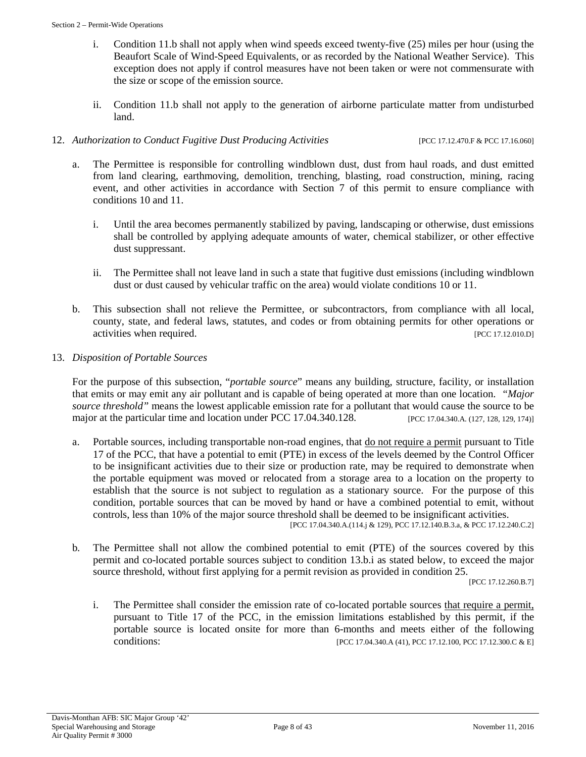i. Condition 11.b shall not apply when wind speeds exceed twenty-five (25) miles per hour (using the Beaufort Scale of Wind-Speed Equivalents, or as recorded by the National Weather Service). This exception does not apply if control measures have not been taken or were not commensurate with the size or scope of the emission source.

ii. Condition 11.b shall not apply to the generation of airborne particulate matter from undisturbed land.

12. *Authorization to Conduct Fugitive Dust Producing Activities* [PCC 17.12.470.F & PCC 17.16.060]

   a. The Permittee is responsible for controlling windblown dust, dust from haul roads, and dust emitted from land clearing, earthmoving, demolition, trenching, blasting, road construction, mining, racing event, and other activities in accordance with Section 7 of this permit to ensure compliance with conditions 10 and 11.

      i. Until the area becomes permanently stabilized by paving, landscaping or otherwise, dust emissions shall be controlled by applying adequate amounts of water, chemical stabilizer, or other effective dust suppressant.

      ii. The Permittee shall not leave land in such a state that fugitive dust emissions (including windblown dust or dust caused by vehicular traffic on the area) would violate conditions 10 or 11.

   b. This subsection shall not relieve the Permittee, or subcontractors, from compliance with all local, county, state, and federal laws, statutes, and codes or from obtaining permits for other operations or activities when required. [PCC 17.12.010.D]

13. *Disposition of Portable Sources*

   For the purpose of this subsection, "*portable source*" means any building, structure, facility, or installation that emits or may emit any air pollutant and is capable of being operated at more than one location. *"Major source threshold"* means the lowest applicable emission rate for a pollutant that would cause the source to be major at the particular time and location under PCC 17.04.340.128. [PCC 17.04.340.A. (127, 128, 129, 174)]

   a. Portable sources, including transportable non-road engines, that do not require a permit pursuant to Title 17 of the PCC, that have a potential to emit (PTE) in excess of the levels deemed by the Control Officer to be insignificant activities due to their size or production rate, may be required to demonstrate when the portable equipment was moved or relocated from a storage area to a location on the property to establish that the source is not subject to regulation as a stationary source. For the purpose of this condition, portable sources that can be moved by hand or have a combined potential to emit, without controls, less than 10% of the major source threshold shall be deemed to be insignificant activities. [PCC 17.04.340.A.(114.j & 129), PCC 17.12.140.B.3.a, & PCC 17.12.240.C.2]

   b. The Permittee shall not allow the combined potential to emit (PTE) of the sources covered by this permit and co-located portable sources subject to condition 13.b.i as stated below, to exceed the major source threshold, without first applying for a permit revision as provided in condition 25. [PCC 17.12.260.B.7]

      i. The Permittee shall consider the emission rate of co-located portable sources that require a permit, pursuant to Title 17 of the PCC, in the emission limitations established by this permit, if the portable source is located onsite for more than 6-months and meets either of the following conditions: [PCC 17.04.340.A (41), PCC 17.12.100, PCC 17.12.300.C & E]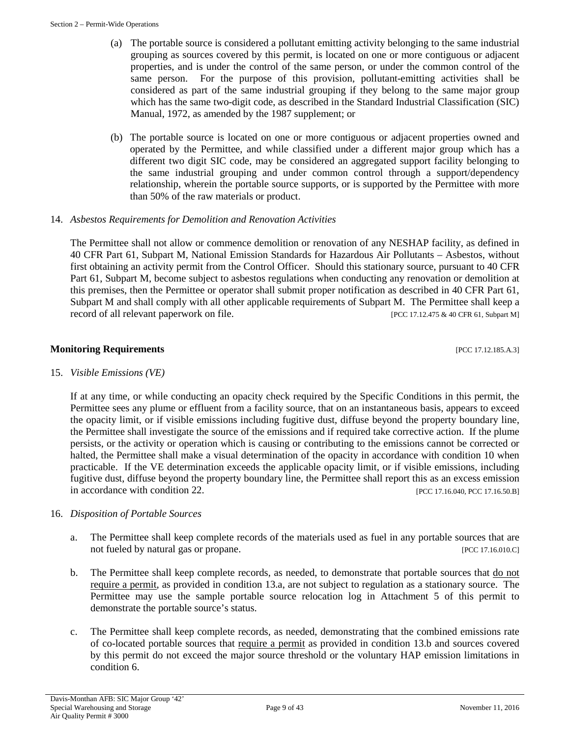(a) The portable source is considered a pollutant emitting activity belonging to the same industrial grouping as sources covered by this permit, is located on one or more contiguous or adjacent properties, and is under the control of the same person, or under the common control of the same person. For the purpose of this provision, pollutant-emitting activities shall be considered as part of the same industrial grouping if they belong to the same major group which has the same two-digit code, as described in the Standard Industrial Classification (SIC) Manual, 1972, as amended by the 1987 supplement; or

(b) The portable source is located on one or more contiguous or adjacent properties owned and operated by the Permittee, and while classified under a different major group which has a different two digit SIC code, may be considered an aggregated support facility belonging to the same industrial grouping and under common control through a support/dependency relationship, wherein the portable source supports, or is supported by the Permittee with more than 50% of the raw materials or product.

14. *Asbestos Requirements for Demolition and Renovation Activities*

The Permittee shall not allow or commence demolition or renovation of any NESHAP facility, as defined in 40 CFR Part 61, Subpart M, National Emission Standards for Hazardous Air Pollutants – Asbestos, without first obtaining an activity permit from the Control Officer. Should this stationary source, pursuant to 40 CFR Part 61, Subpart M, become subject to asbestos regulations when conducting any renovation or demolition at this premises, then the Permittee or operator shall submit proper notification as described in 40 CFR Part 61, Subpart M and shall comply with all other applicable requirements of Subpart M. The Permittee shall keep a record of all relevant paperwork on file. [PCC 17.12.475 & 40 CFR 61, Subpart M]

## Monitoring Requirements [PCC 17.12.185.A.3]

15. *Visible Emissions (VE)*

If at any time, or while conducting an opacity check required by the Specific Conditions in this permit, the Permittee sees any plume or effluent from a facility source, that on an instantaneous basis, appears to exceed the opacity limit, or if visible emissions including fugitive dust, diffuse beyond the property boundary line, the Permittee shall investigate the source of the emissions and if required take corrective action. If the plume persists, or the activity or operation which is causing or contributing to the emissions cannot be corrected or halted, the Permittee shall make a visual determination of the opacity in accordance with condition 10 when practicable. If the VE determination exceeds the applicable opacity limit, or if visible emissions, including fugitive dust, diffuse beyond the property boundary line, the Permittee shall report this as an excess emission in accordance with condition 22. [PCC 17.16.040, PCC 17.16.50.B]

16. *Disposition of Portable Sources*

a. The Permittee shall keep complete records of the materials used as fuel in any portable sources that are not fueled by natural gas or propane. [PCC 17.16.010.C]

b. The Permittee shall keep complete records, as needed, to demonstrate that portable sources that do not require a permit, as provided in condition 13.a, are not subject to regulation as a stationary source. The Permittee may use the sample portable source relocation log in Attachment 5 of this permit to demonstrate the portable source's status.

c. The Permittee shall keep complete records, as needed, demonstrating that the combined emissions rate of co-located portable sources that require a permit as provided in condition 13.b and sources covered by this permit do not exceed the major source threshold or the voluntary HAP emission limitations in condition 6.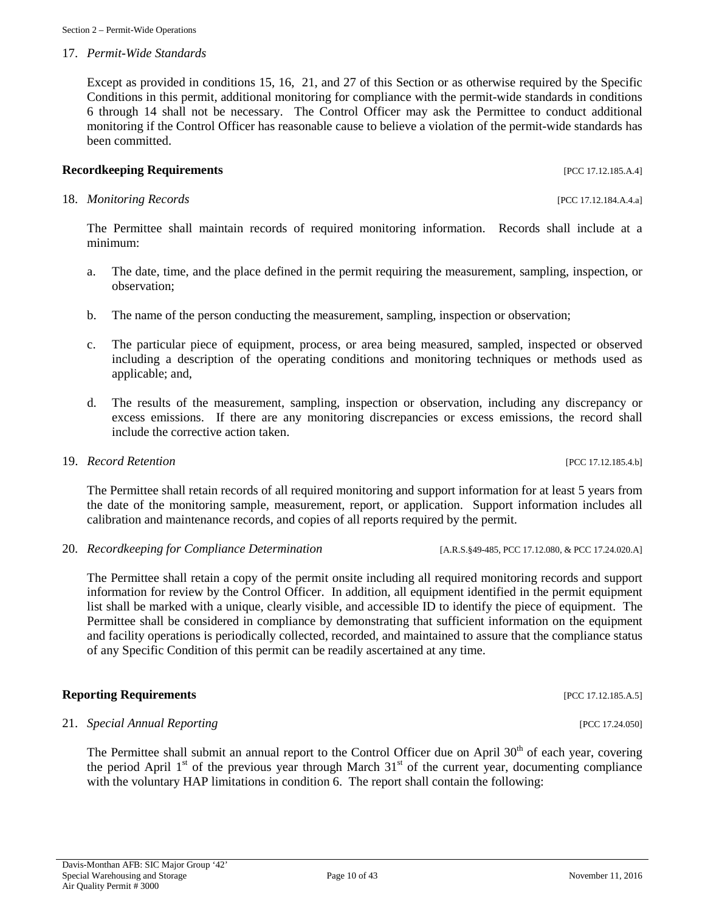17. *Permit-Wide Standards*

Except as provided in conditions 15, 16, 21, and 27 of this Section or as otherwise required by the Specific Conditions in this permit, additional monitoring for compliance with the permit-wide standards in conditions 6 through 14 shall not be necessary. The Control Officer may ask the Permittee to conduct additional monitoring if the Control Officer has reasonable cause to believe a violation of the permit-wide standards has been committed.

**Recordkeeping Requirements** [PCC 17.12.185.A.4]

18. *Monitoring Records* [PCC 17.12.184.A.4.a]

The Permittee shall maintain records of required monitoring information. Records shall include at a minimum:

a. The date, time, and the place defined in the permit requiring the measurement, sampling, inspection, or observation;

b. The name of the person conducting the measurement, sampling, inspection or observation;

c. The particular piece of equipment, process, or area being measured, sampled, inspected or observed including a description of the operating conditions and monitoring techniques or methods used as applicable; and,

d. The results of the measurement, sampling, inspection or observation, including any discrepancy or excess emissions. If there are any monitoring discrepancies or excess emissions, the record shall include the corrective action taken.

19. *Record Retention* [PCC 17.12.185.4.b]

The Permittee shall retain records of all required monitoring and support information for at least 5 years from the date of the monitoring sample, measurement, report, or application. Support information includes all calibration and maintenance records, and copies of all reports required by the permit.

20. *Recordkeeping for Compliance Determination* [A.R.S.§49-485, PCC 17.12.080, & PCC 17.24.020.A]

The Permittee shall retain a copy of the permit onsite including all required monitoring records and support information for review by the Control Officer. In addition, all equipment identified in the permit equipment list shall be marked with a unique, clearly visible, and accessible ID to identify the piece of equipment. The Permittee shall be considered in compliance by demonstrating that sufficient information on the equipment and facility operations is periodically collected, recorded, and maintained to assure that the compliance status of any Specific Condition of this permit can be readily ascertained at any time.

**Reporting Requirements** [PCC 17.12.185.A.5]

21. *Special Annual Reporting* [PCC 17.24.050]

The Permittee shall submit an annual report to the Control Officer due on April 30th of each year, covering the period April 1st of the previous year through March 31st of the current year, documenting compliance with the voluntary HAP limitations in condition 6. The report shall contain the following: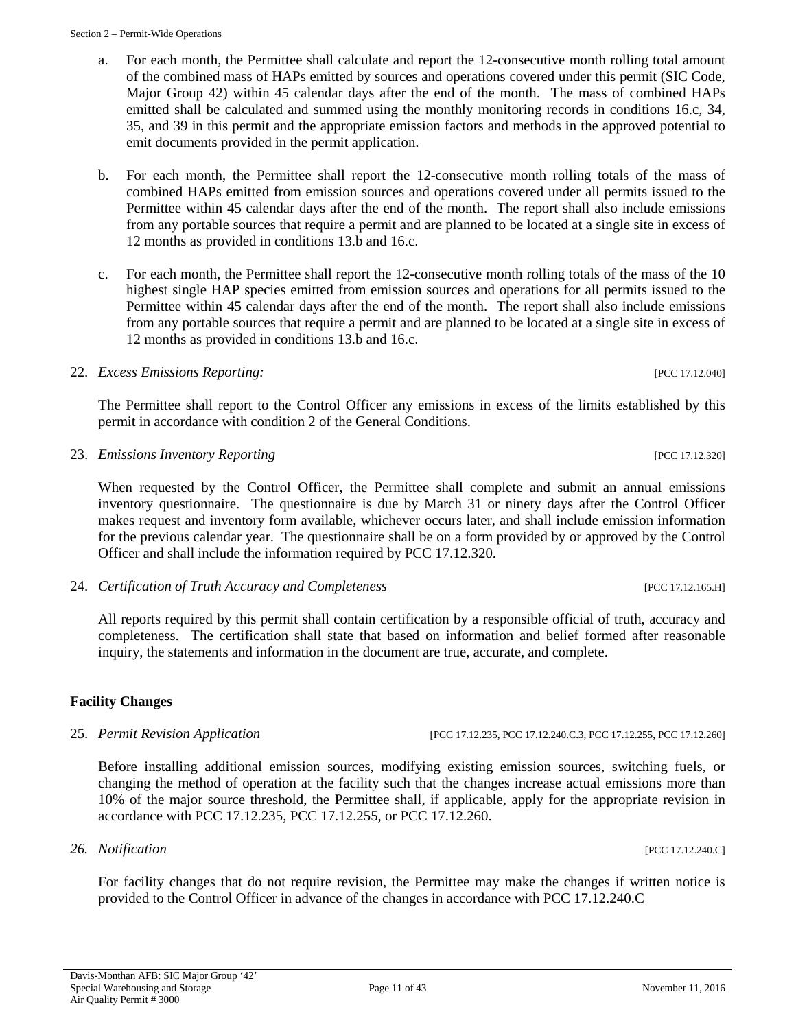a. For each month, the Permittee shall calculate and report the 12-consecutive month rolling total amount of the combined mass of HAPs emitted by sources and operations covered under this permit (SIC Code, Major Group 42) within 45 calendar days after the end of the month. The mass of combined HAPs emitted shall be calculated and summed using the monthly monitoring records in conditions 16.c, 34, 35, and 39 in this permit and the appropriate emission factors and methods in the approved potential to emit documents provided in the permit application.

b. For each month, the Permittee shall report the 12-consecutive month rolling totals of the mass of combined HAPs emitted from emission sources and operations covered under all permits issued to the Permittee within 45 calendar days after the end of the month. The report shall also include emissions from any portable sources that require a permit and are planned to be located at a single site in excess of 12 months as provided in conditions 13.b and 16.c.

c. For each month, the Permittee shall report the 12-consecutive month rolling totals of the mass of the 10 highest single HAP species emitted from emission sources and operations for all permits issued to the Permittee within 45 calendar days after the end of the month. The report shall also include emissions from any portable sources that require a permit and are planned to be located at a single site in excess of 12 months as provided in conditions 13.b and 16.c.

22. *Excess Emissions Reporting:* [PCC 17.12.040]

The Permittee shall report to the Control Officer any emissions in excess of the limits established by this permit in accordance with condition 2 of the General Conditions.

23. *Emissions Inventory Reporting* [PCC 17.12.320]

When requested by the Control Officer, the Permittee shall complete and submit an annual emissions inventory questionnaire. The questionnaire is due by March 31 or ninety days after the Control Officer makes request and inventory form available, whichever occurs later, and shall include emission information for the previous calendar year. The questionnaire shall be on a form provided by or approved by the Control Officer and shall include the information required by PCC 17.12.320.

24. *Certification of Truth Accuracy and Completeness* [PCC 17.12.165.H]

All reports required by this permit shall contain certification by a responsible official of truth, accuracy and completeness. The certification shall state that based on information and belief formed after reasonable inquiry, the statements and information in the document are true, accurate, and complete.

**Facility Changes**

25. *Permit Revision Application* [PCC 17.12.235, PCC 17.12.240.C.3, PCC 17.12.255, PCC 17.12.260]

Before installing additional emission sources, modifying existing emission sources, switching fuels, or changing the method of operation at the facility such that the changes increase actual emissions more than 10% of the major source threshold, the Permittee shall, if applicable, apply for the appropriate revision in accordance with PCC 17.12.235, PCC 17.12.255, or PCC 17.12.260.

*26. Notification* [PCC 17.12.240.C]

For facility changes that do not require revision, the Permittee may make the changes if written notice is provided to the Control Officer in advance of the changes in accordance with PCC 17.12.240.C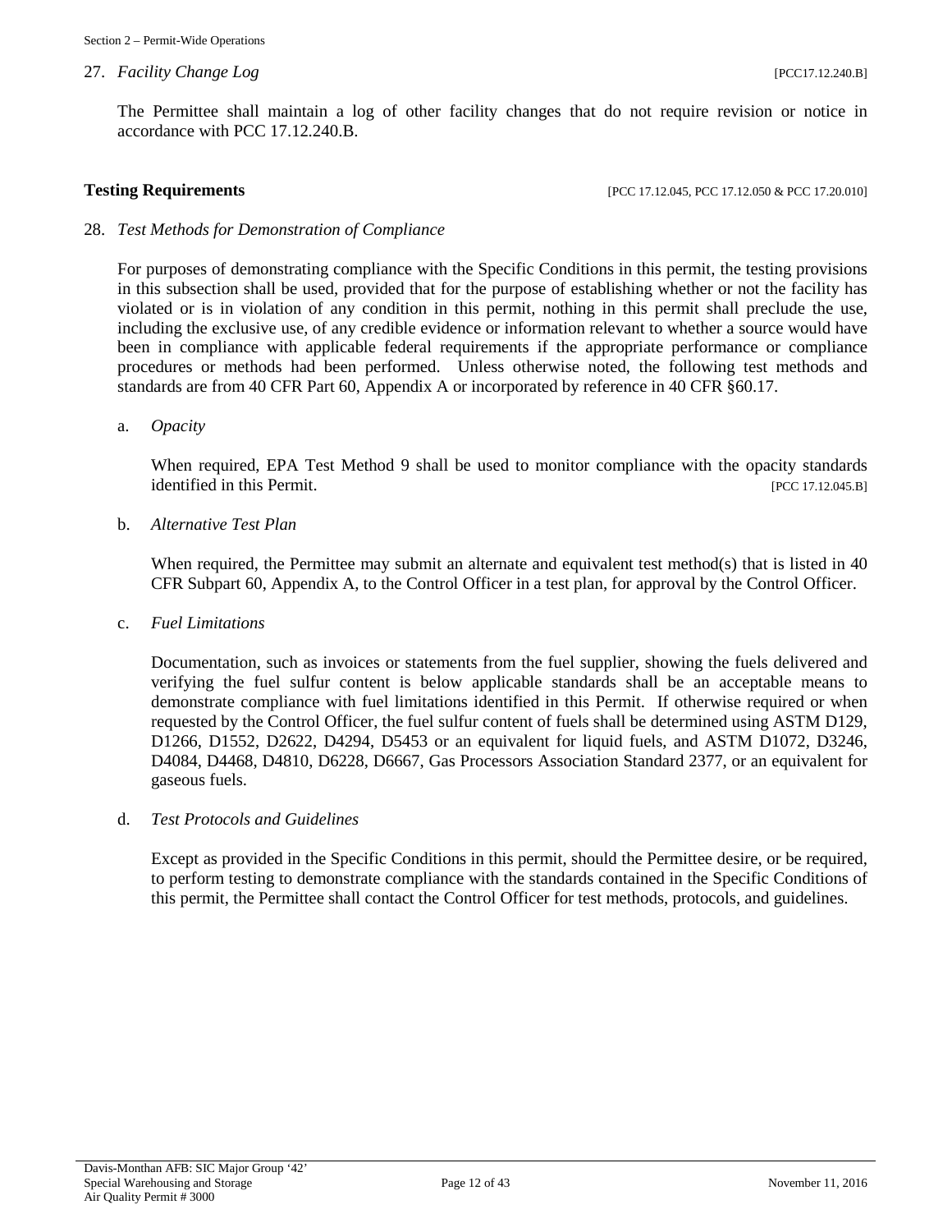27. *Facility Change Log* [PCC17.12.240.B]

The Permittee shall maintain a log of other facility changes that do not require revision or notice in accordance with PCC 17.12.240.B.

**Testing Requirements** [PCC 17.12.045, PCC 17.12.050 & PCC 17.20.010]

28. *Test Methods for Demonstration of Compliance*

For purposes of demonstrating compliance with the Specific Conditions in this permit, the testing provisions in this subsection shall be used, provided that for the purpose of establishing whether or not the facility has violated or is in violation of any condition in this permit, nothing in this permit shall preclude the use, including the exclusive use, of any credible evidence or information relevant to whether a source would have been in compliance with applicable federal requirements if the appropriate performance or compliance procedures or methods had been performed. Unless otherwise noted, the following test methods and standards are from 40 CFR Part 60, Appendix A or incorporated by reference in 40 CFR §60.17.

a. *Opacity*

When required, EPA Test Method 9 shall be used to monitor compliance with the opacity standards identified in this Permit. [PCC 17.12.045.B]

b. *Alternative Test Plan*

When required, the Permittee may submit an alternate and equivalent test method(s) that is listed in 40 CFR Subpart 60, Appendix A, to the Control Officer in a test plan, for approval by the Control Officer.

c. *Fuel Limitations*

Documentation, such as invoices or statements from the fuel supplier, showing the fuels delivered and verifying the fuel sulfur content is below applicable standards shall be an acceptable means to demonstrate compliance with fuel limitations identified in this Permit. If otherwise required or when requested by the Control Officer, the fuel sulfur content of fuels shall be determined using ASTM D129, D1266, D1552, D2622, D4294, D5453 or an equivalent for liquid fuels, and ASTM D1072, D3246, D4084, D4468, D4810, D6228, D6667, Gas Processors Association Standard 2377, or an equivalent for gaseous fuels.

d. *Test Protocols and Guidelines*

Except as provided in the Specific Conditions in this permit, should the Permittee desire, or be required, to perform testing to demonstrate compliance with the standards contained in the Specific Conditions of this permit, the Permittee shall contact the Control Officer for test methods, protocols, and guidelines.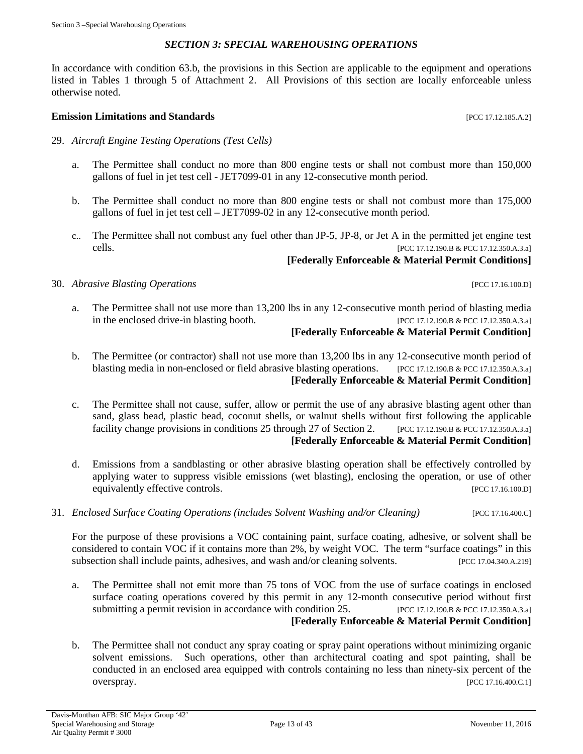## *SECTION 3: SPECIAL WAREHOUSING OPERATIONS*

In accordance with condition 63.b, the provisions in this Section are applicable to the equipment and operations listed in Tables 1 through 5 of Attachment 2. All Provisions of this section are locally enforceable unless otherwise noted.

**Emission Limitations and Standards** [PCC 17.12.185.A.2]

29. *Aircraft Engine Testing Operations (Test Cells)*

    a. The Permittee shall conduct no more than 800 engine tests or shall not combust more than 150,000 gallons of fuel in jet test cell - JET7099-01 in any 12-consecutive month period.

    b. The Permittee shall conduct no more than 800 engine tests or shall not combust more than 175,000 gallons of fuel in jet test cell – JET7099-02 in any 12-consecutive month period.

    c.. The Permittee shall not combust any fuel other than JP-5, JP-8, or Jet A in the permitted jet engine test cells. [PCC 17.12.190.B & PCC 17.12.350.A.3.a]
    **[Federally Enforceable & Material Permit Conditions]**

30. *Abrasive Blasting Operations* [PCC 17.16.100.D]

    a. The Permittee shall not use more than 13,200 lbs in any 12-consecutive month period of blasting media in the enclosed drive-in blasting booth. [PCC 17.12.190.B & PCC 17.12.350.A.3.a]
    **[Federally Enforceable & Material Permit Condition]**

    b. The Permittee (or contractor) shall not use more than 13,200 lbs in any 12-consecutive month period of blasting media in non-enclosed or field abrasive blasting operations. [PCC 17.12.190.B & PCC 17.12.350.A.3.a]
    **[Federally Enforceable & Material Permit Condition]**

    c. The Permittee shall not cause, suffer, allow or permit the use of any abrasive blasting agent other than sand, glass bead, plastic bead, coconut shells, or walnut shells without first following the applicable facility change provisions in conditions 25 through 27 of Section 2. [PCC 17.12.190.B & PCC 17.12.350.A.3.a]
    **[Federally Enforceable & Material Permit Condition]**

    d. Emissions from a sandblasting or other abrasive blasting operation shall be effectively controlled by applying water to suppress visible emissions (wet blasting), enclosing the operation, or use of other equivalently effective controls. [PCC 17.16.100.D]

31. *Enclosed Surface Coating Operations (includes Solvent Washing and/or Cleaning)* [PCC 17.16.400.C]

    For the purpose of these provisions a VOC containing paint, surface coating, adhesive, or solvent shall be considered to contain VOC if it contains more than 2%, by weight VOC. The term "surface coatings" in this subsection shall include paints, adhesives, and wash and/or cleaning solvents. [PCC 17.04.340.A.219]

    a. The Permittee shall not emit more than 75 tons of VOC from the use of surface coatings in enclosed surface coating operations covered by this permit in any 12-month consecutive period without first submitting a permit revision in accordance with condition 25. [PCC 17.12.190.B & PCC 17.12.350.A.3.a]
    **[Federally Enforceable & Material Permit Condition]**

    b. The Permittee shall not conduct any spray coating or spray paint operations without minimizing organic solvent emissions. Such operations, other than architectural coating and spot painting, shall be conducted in an enclosed area equipped with controls containing no less than ninety-six percent of the overspray. [PCC 17.16.400.C.1]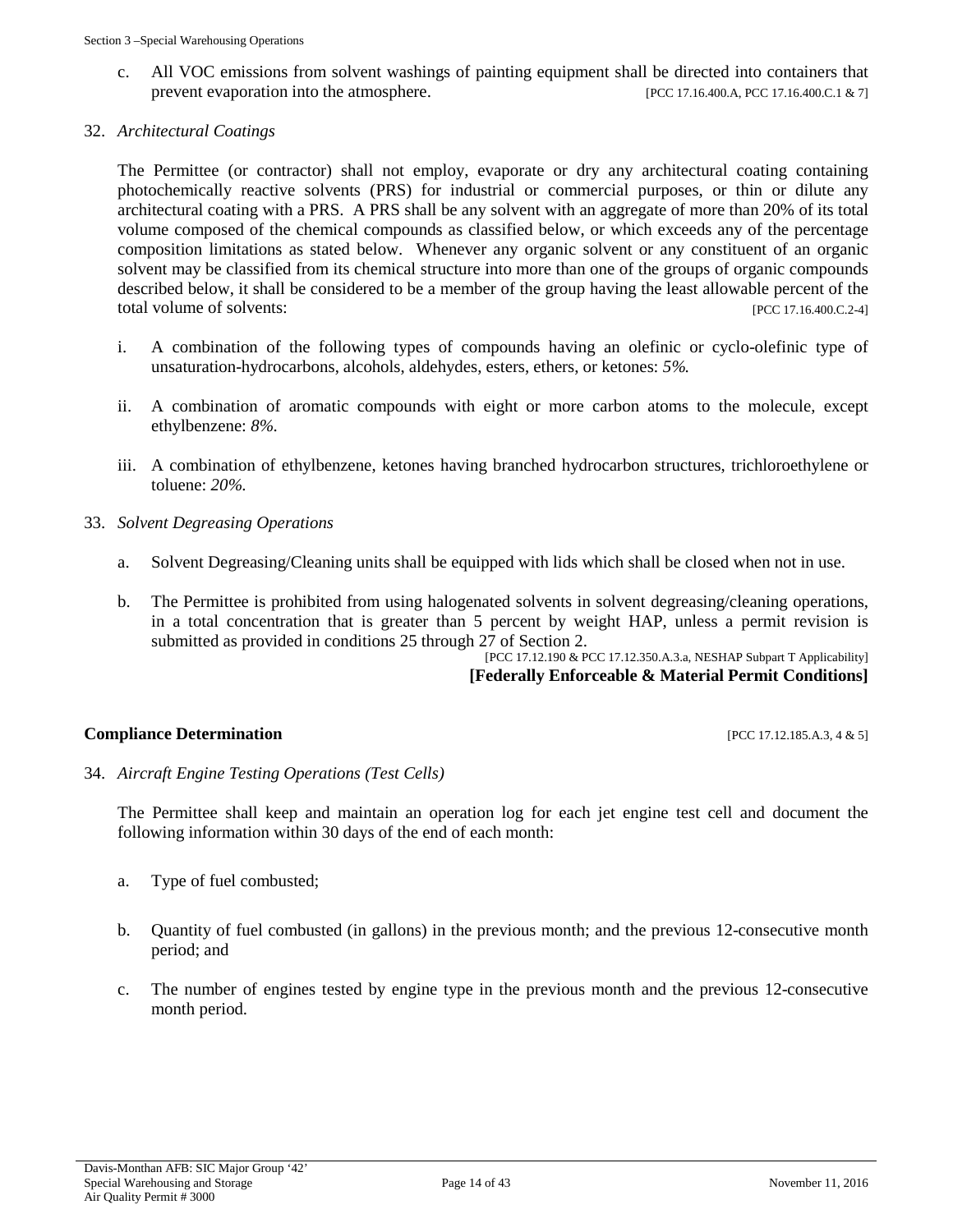c. All VOC emissions from solvent washings of painting equipment shall be directed into containers that prevent evaporation into the atmosphere. [PCC 17.16.400.A, PCC 17.16.400.C.1 & 7]

32. *Architectural Coatings*

The Permittee (or contractor) shall not employ, evaporate or dry any architectural coating containing photochemically reactive solvents (PRS) for industrial or commercial purposes, or thin or dilute any architectural coating with a PRS. A PRS shall be any solvent with an aggregate of more than 20% of its total volume composed of the chemical compounds as classified below, or which exceeds any of the percentage composition limitations as stated below. Whenever any organic solvent or any constituent of an organic solvent may be classified from its chemical structure into more than one of the groups of organic compounds described below, it shall be considered to be a member of the group having the least allowable percent of the total volume of solvents: [PCC 17.16.400.C.2-4]

i. A combination of the following types of compounds having an olefinic or cyclo-olefinic type of unsaturation-hydrocarbons, alcohols, aldehydes, esters, ethers, or ketones: *5%.*

ii. A combination of aromatic compounds with eight or more carbon atoms to the molecule, except ethylbenzene: *8%.*

iii. A combination of ethylbenzene, ketones having branched hydrocarbon structures, trichloroethylene or toluene: *20%.*

33. *Solvent Degreasing Operations*

a. Solvent Degreasing/Cleaning units shall be equipped with lids which shall be closed when not in use.

b. The Permittee is prohibited from using halogenated solvents in solvent degreasing/cleaning operations, in a total concentration that is greater than 5 percent by weight HAP, unless a permit revision is submitted as provided in conditions 25 through 27 of Section 2.

[PCC 17.12.190 & PCC 17.12.350.A.3.a, NESHAP Subpart T Applicability]

**[Federally Enforceable & Material Permit Conditions]**

## Compliance Determination

[PCC 17.12.185.A.3, 4 & 5]

34. *Aircraft Engine Testing Operations (Test Cells)*

The Permittee shall keep and maintain an operation log for each jet engine test cell and document the following information within 30 days of the end of each month:

a. Type of fuel combusted;

b. Quantity of fuel combusted (in gallons) in the previous month; and the previous 12-consecutive month period; and

c. The number of engines tested by engine type in the previous month and the previous 12-consecutive month period.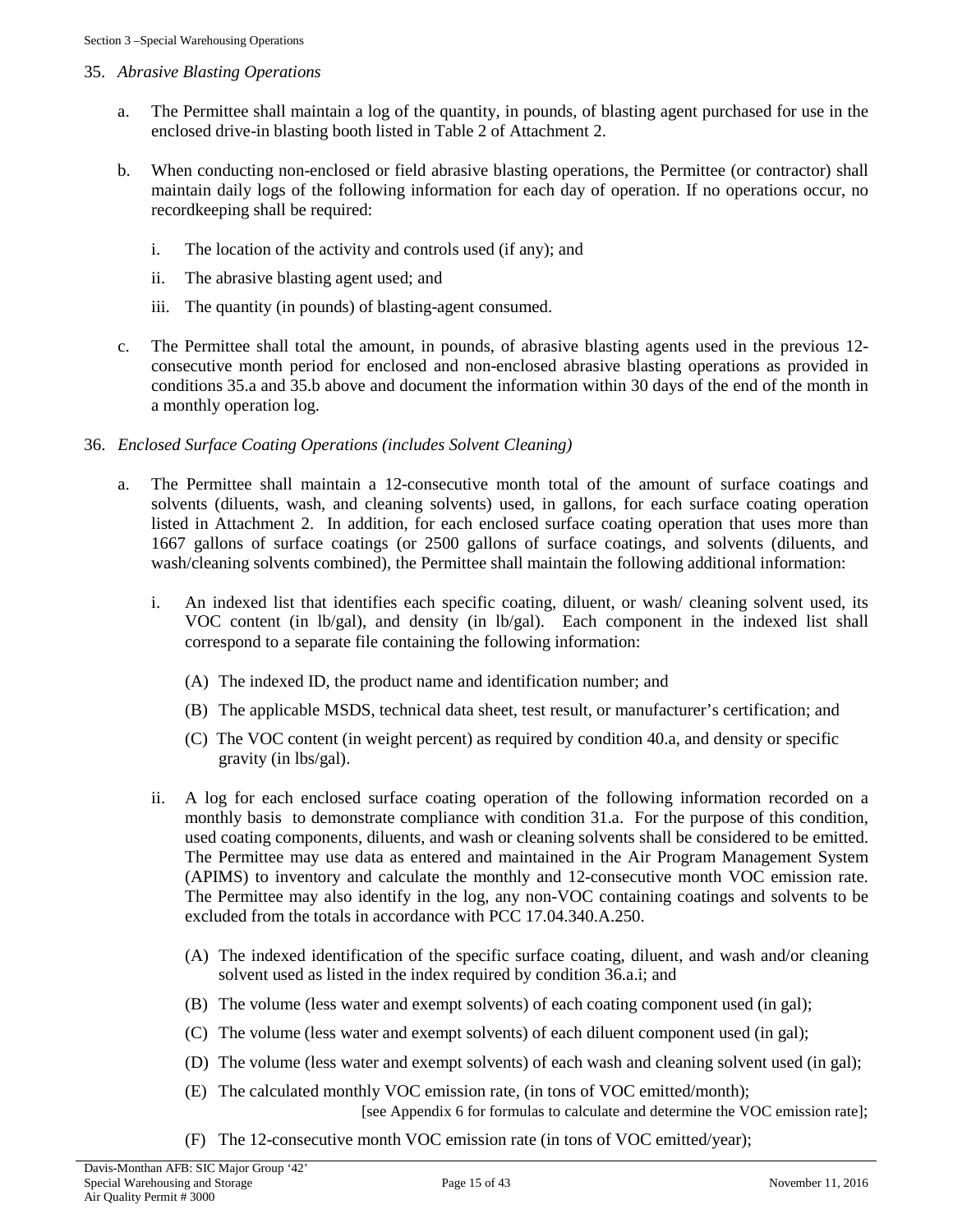35. *Abrasive Blasting Operations*

a. The Permittee shall maintain a log of the quantity, in pounds, of blasting agent purchased for use in the enclosed drive-in blasting booth listed in Table 2 of Attachment 2.

b. When conducting non-enclosed or field abrasive blasting operations, the Permittee (or contractor) shall maintain daily logs of the following information for each day of operation. If no operations occur, no recordkeeping shall be required:

   i. The location of the activity and controls used (if any); and

   ii. The abrasive blasting agent used; and

   iii. The quantity (in pounds) of blasting-agent consumed.

c. The Permittee shall total the amount, in pounds, of abrasive blasting agents used in the previous 12-consecutive month period for enclosed and non-enclosed abrasive blasting operations as provided in conditions 35.a and 35.b above and document the information within 30 days of the end of the month in a monthly operation log.

36. *Enclosed Surface Coating Operations (includes Solvent Cleaning)*

a. The Permittee shall maintain a 12-consecutive month total of the amount of surface coatings and solvents (diluents, wash, and cleaning solvents) used, in gallons, for each surface coating operation listed in Attachment 2. In addition, for each enclosed surface coating operation that uses more than 1667 gallons of surface coatings (or 2500 gallons of surface coatings, and solvents (diluents, and wash/cleaning solvents combined), the Permittee shall maintain the following additional information:

   i. An indexed list that identifies each specific coating, diluent, or wash/ cleaning solvent used, its VOC content (in lb/gal), and density (in lb/gal). Each component in the indexed list shall correspond to a separate file containing the following information:

      (A) The indexed ID, the product name and identification number; and

      (B) The applicable MSDS, technical data sheet, test result, or manufacturer's certification; and

      (C) The VOC content (in weight percent) as required by condition 40.a, and density or specific gravity (in lbs/gal).

   ii. A log for each enclosed surface coating operation of the following information recorded on a monthly basis to demonstrate compliance with condition 31.a. For the purpose of this condition, used coating components, diluents, and wash or cleaning solvents shall be considered to be emitted. The Permittee may use data as entered and maintained in the Air Program Management System (APIMS) to inventory and calculate the monthly and 12-consecutive month VOC emission rate. The Permittee may also identify in the log, any non-VOC containing coatings and solvents to be excluded from the totals in accordance with PCC 17.04.340.A.250.

      (A) The indexed identification of the specific surface coating, diluent, and wash and/or cleaning solvent used as listed in the index required by condition 36.a.i; and

      (B) The volume (less water and exempt solvents) of each coating component used (in gal);

      (C) The volume (less water and exempt solvents) of each diluent component used (in gal);

      (D) The volume (less water and exempt solvents) of each wash and cleaning solvent used (in gal);

      (E) The calculated monthly VOC emission rate, (in tons of VOC emitted/month); [see Appendix 6 for formulas to calculate and determine the VOC emission rate];

      (F) The 12-consecutive month VOC emission rate (in tons of VOC emitted/year);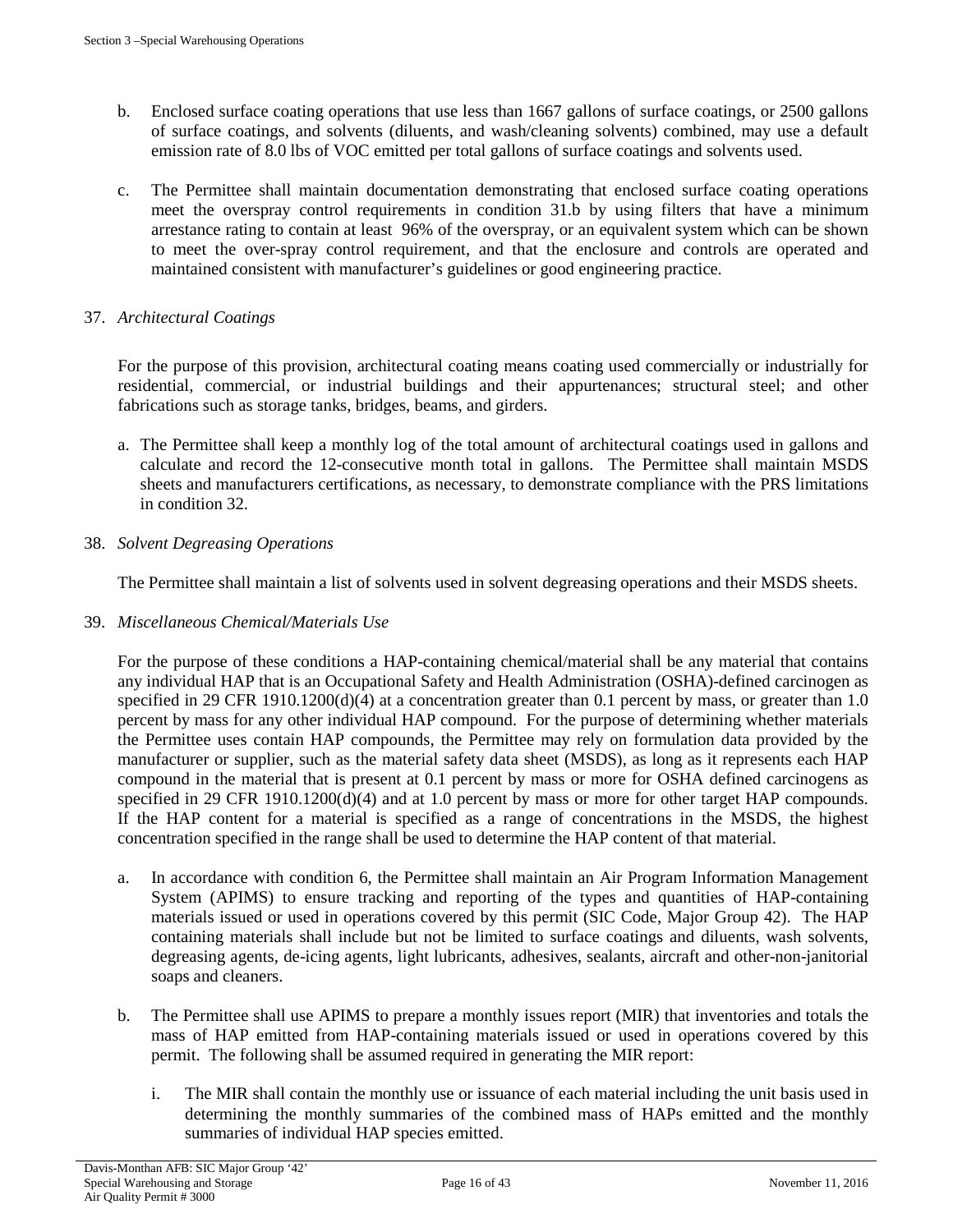b. Enclosed surface coating operations that use less than 1667 gallons of surface coatings, or 2500 gallons of surface coatings, and solvents (diluents, and wash/cleaning solvents) combined, may use a default emission rate of 8.0 lbs of VOC emitted per total gallons of surface coatings and solvents used.

c. The Permittee shall maintain documentation demonstrating that enclosed surface coating operations meet the overspray control requirements in condition 31.b by using filters that have a minimum arrestance rating to contain at least 96% of the overspray, or an equivalent system which can be shown to meet the over-spray control requirement, and that the enclosure and controls are operated and maintained consistent with manufacturer's guidelines or good engineering practice.

37. *Architectural Coatings*

For the purpose of this provision, architectural coating means coating used commercially or industrially for residential, commercial, or industrial buildings and their appurtenances; structural steel; and other fabrications such as storage tanks, bridges, beams, and girders.

a. The Permittee shall keep a monthly log of the total amount of architectural coatings used in gallons and calculate and record the 12-consecutive month total in gallons. The Permittee shall maintain MSDS sheets and manufacturers certifications, as necessary, to demonstrate compliance with the PRS limitations in condition 32.

38. *Solvent Degreasing Operations*

The Permittee shall maintain a list of solvents used in solvent degreasing operations and their MSDS sheets.

39. *Miscellaneous Chemical/Materials Use*

For the purpose of these conditions a HAP-containing chemical/material shall be any material that contains any individual HAP that is an Occupational Safety and Health Administration (OSHA)-defined carcinogen as specified in 29 CFR 1910.1200(d)(4) at a concentration greater than 0.1 percent by mass, or greater than 1.0 percent by mass for any other individual HAP compound. For the purpose of determining whether materials the Permittee uses contain HAP compounds, the Permittee may rely on formulation data provided by the manufacturer or supplier, such as the material safety data sheet (MSDS), as long as it represents each HAP compound in the material that is present at 0.1 percent by mass or more for OSHA defined carcinogens as specified in 29 CFR 1910.1200(d)(4) and at 1.0 percent by mass or more for other target HAP compounds. If the HAP content for a material is specified as a range of concentrations in the MSDS, the highest concentration specified in the range shall be used to determine the HAP content of that material.

a. In accordance with condition 6, the Permittee shall maintain an Air Program Information Management System (APIMS) to ensure tracking and reporting of the types and quantities of HAP-containing materials issued or used in operations covered by this permit (SIC Code, Major Group 42). The HAP containing materials shall include but not be limited to surface coatings and diluents, wash solvents, degreasing agents, de-icing agents, light lubricants, adhesives, sealants, aircraft and other-non-janitorial soaps and cleaners.

b. The Permittee shall use APIMS to prepare a monthly issues report (MIR) that inventories and totals the mass of HAP emitted from HAP-containing materials issued or used in operations covered by this permit. The following shall be assumed required in generating the MIR report:

   i. The MIR shall contain the monthly use or issuance of each material including the unit basis used in determining the monthly summaries of the combined mass of HAPs emitted and the monthly summaries of individual HAP species emitted.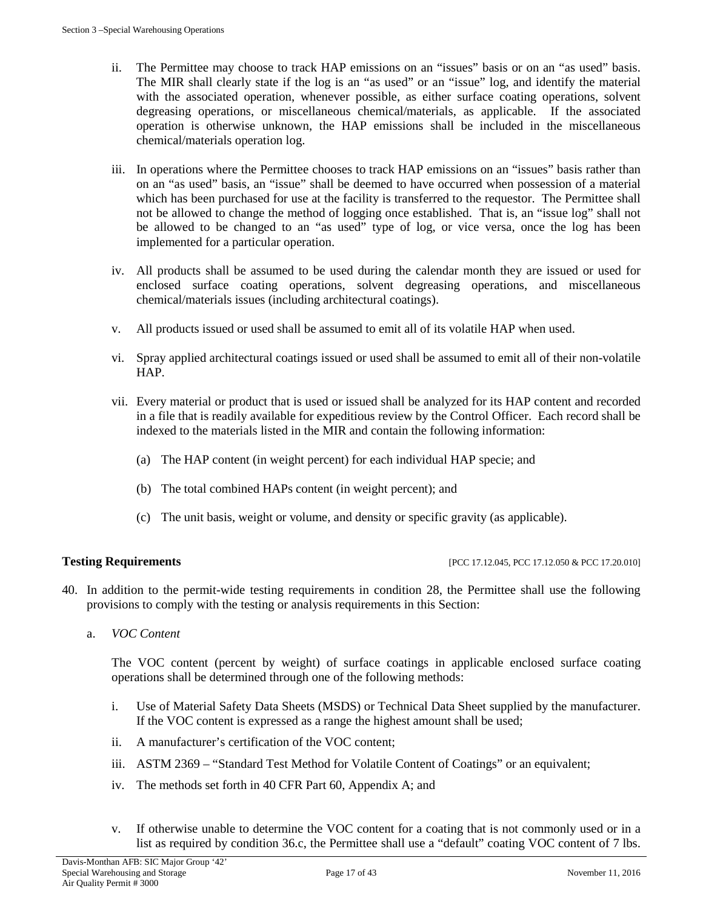ii. The Permittee may choose to track HAP emissions on an "issues" basis or on an "as used" basis. The MIR shall clearly state if the log is an "as used" or an "issue" log, and identify the material with the associated operation, whenever possible, as either surface coating operations, solvent degreasing operations, or miscellaneous chemical/materials, as applicable. If the associated operation is otherwise unknown, the HAP emissions shall be included in the miscellaneous chemical/materials operation log.

iii. In operations where the Permittee chooses to track HAP emissions on an "issues" basis rather than on an "as used" basis, an "issue" shall be deemed to have occurred when possession of a material which has been purchased for use at the facility is transferred to the requestor. The Permittee shall not be allowed to change the method of logging once established. That is, an "issue log" shall not be allowed to be changed to an "as used" type of log, or vice versa, once the log has been implemented for a particular operation.

iv. All products shall be assumed to be used during the calendar month they are issued or used for enclosed surface coating operations, solvent degreasing operations, and miscellaneous chemical/materials issues (including architectural coatings).

v. All products issued or used shall be assumed to emit all of its volatile HAP when used.

vi. Spray applied architectural coatings issued or used shall be assumed to emit all of their non-volatile HAP.

vii. Every material or product that is used or issued shall be analyzed for its HAP content and recorded in a file that is readily available for expeditious review by the Control Officer. Each record shall be indexed to the materials listed in the MIR and contain the following information:

(a) The HAP content (in weight percent) for each individual HAP specie; and

(b) The total combined HAPs content (in weight percent); and

(c) The unit basis, weight or volume, and density or specific gravity (as applicable).

**Testing Requirements** [PCC 17.12.045, PCC 17.12.050 & PCC 17.20.010]

40. In addition to the permit-wide testing requirements in condition 28, the Permittee shall use the following provisions to comply with the testing or analysis requirements in this Section:

a. *VOC Content*

The VOC content (percent by weight) of surface coatings in applicable enclosed surface coating operations shall be determined through one of the following methods:

i. Use of Material Safety Data Sheets (MSDS) or Technical Data Sheet supplied by the manufacturer. If the VOC content is expressed as a range the highest amount shall be used;

ii. A manufacturer's certification of the VOC content;

iii. ASTM 2369 – "Standard Test Method for Volatile Content of Coatings" or an equivalent;

iv. The methods set forth in 40 CFR Part 60, Appendix A; and

v. If otherwise unable to determine the VOC content for a coating that is not commonly used or in a list as required by condition 36.c, the Permittee shall use a "default" coating VOC content of 7 lbs.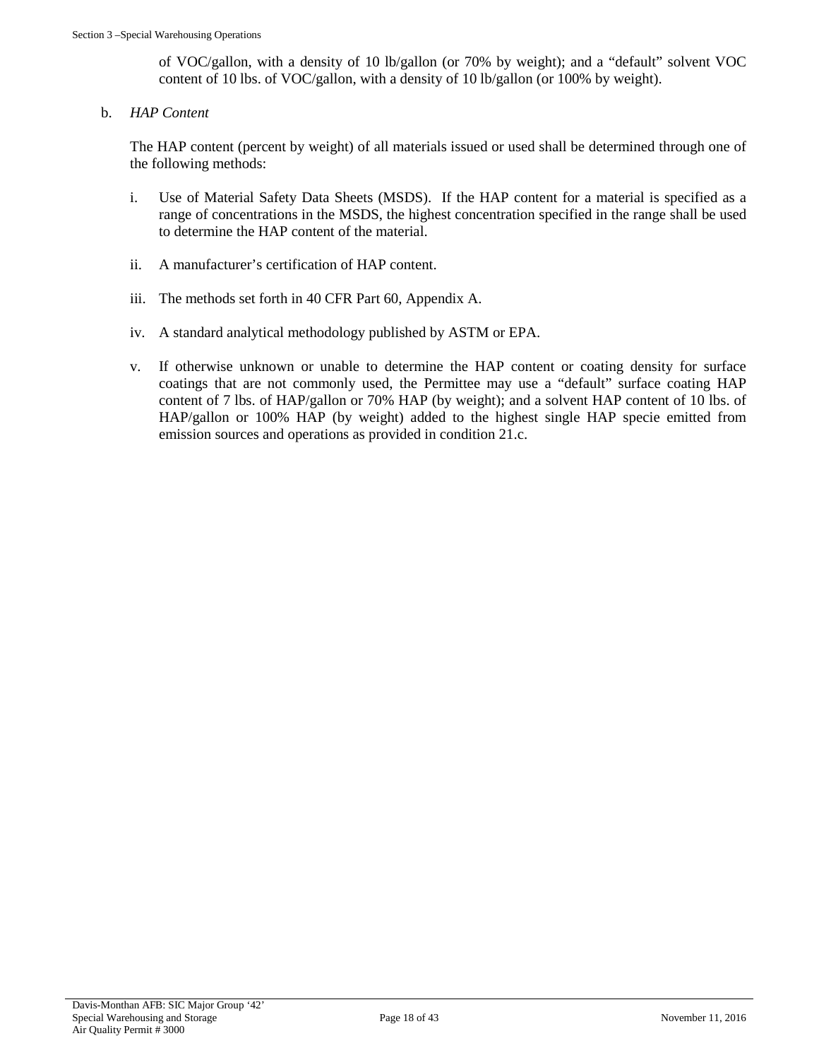of VOC/gallon, with a density of 10 lb/gallon (or 70% by weight); and a “default” solvent VOC content of 10 lbs. of VOC/gallon, with a density of 10 lb/gallon (or 100% by weight).

b. *HAP Content*

The HAP content (percent by weight) of all materials issued or used shall be determined through one of the following methods:

i. Use of Material Safety Data Sheets (MSDS). If the HAP content for a material is specified as a range of concentrations in the MSDS, the highest concentration specified in the range shall be used to determine the HAP content of the material.

ii. A manufacturer’s certification of HAP content.

iii. The methods set forth in 40 CFR Part 60, Appendix A.

iv. A standard analytical methodology published by ASTM or EPA.

v. If otherwise unknown or unable to determine the HAP content or coating density for surface coatings that are not commonly used, the Permittee may use a “default” surface coating HAP content of 7 lbs. of HAP/gallon or 70% HAP (by weight); and a solvent HAP content of 10 lbs. of HAP/gallon or 100% HAP (by weight) added to the highest single HAP specie emitted from emission sources and operations as provided in condition 21.c.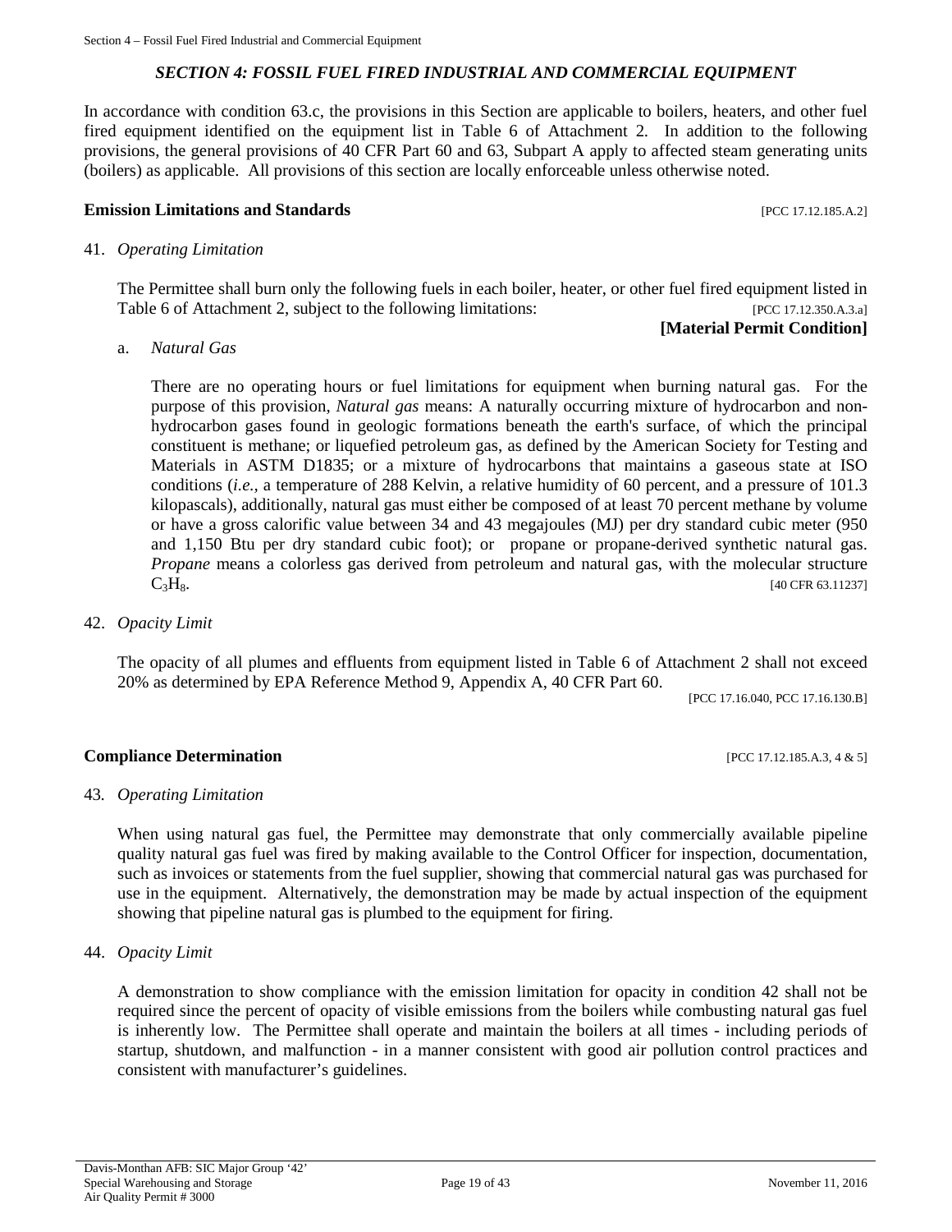# SECTION 4: FOSSIL FUEL FIRED INDUSTRIAL AND COMMERCIAL EQUIPMENT

In accordance with condition 63.c, the provisions in this Section are applicable to boilers, heaters, and other fuel fired equipment identified on the equipment list in Table 6 of Attachment 2. In addition to the following provisions, the general provisions of 40 CFR Part 60 and 63, Subpart A apply to affected steam generating units (boilers) as applicable. All provisions of this section are locally enforceable unless otherwise noted.

## Emission Limitations and Standards [PCC 17.12.185.A.2]

41. *Operating Limitation*

    The Permittee shall burn only the following fuels in each boiler, heater, or other fuel fired equipment listed in Table 6 of Attachment 2, subject to the following limitations: [PCC 17.12.350.A.3.a]

    **[Material Permit Condition]**

    a. *Natural Gas*

       There are no operating hours or fuel limitations for equipment when burning natural gas. For the purpose of this provision, *Natural gas* means: A naturally occurring mixture of hydrocarbon and non-hydrocarbon gases found in geologic formations beneath the earth's surface, of which the principal constituent is methane; or liquefied petroleum gas, as defined by the American Society for Testing and Materials in ASTM D1835; or a mixture of hydrocarbons that maintains a gaseous state at ISO conditions (*i.e.*, a temperature of 288 Kelvin, a relative humidity of 60 percent, and a pressure of 101.3 kilopascals), additionally, natural gas must either be composed of at least 70 percent methane by volume or have a gross calorific value between 34 and 43 megajoules (MJ) per dry standard cubic meter (950 and 1,150 Btu per dry standard cubic foot); or propane or propane-derived synthetic natural gas. *Propane* means a colorless gas derived from petroleum and natural gas, with the molecular structure $C_3H_8$. [40 CFR 63.11237]

42. *Opacity Limit*

    The opacity of all plumes and effluents from equipment listed in Table 6 of Attachment 2 shall not exceed 20% as determined by EPA Reference Method 9, Appendix A, 40 CFR Part 60.

    [PCC 17.16.040, PCC 17.16.130.B]

## Compliance Determination [PCC 17.12.185.A.3, 4 & 5]

43. *Operating Limitation*

    When using natural gas fuel, the Permittee may demonstrate that only commercially available pipeline quality natural gas fuel was fired by making available to the Control Officer for inspection, documentation, such as invoices or statements from the fuel supplier, showing that commercial natural gas was purchased for use in the equipment. Alternatively, the demonstration may be made by actual inspection of the equipment showing that pipeline natural gas is plumbed to the equipment for firing.

44. *Opacity Limit*

    A demonstration to show compliance with the emission limitation for opacity in condition 42 shall not be required since the percent of opacity of visible emissions from the boilers while combusting natural gas fuel is inherently low. The Permittee shall operate and maintain the boilers at all times - including periods of startup, shutdown, and malfunction - in a manner consistent with good air pollution control practices and consistent with manufacturer's guidelines.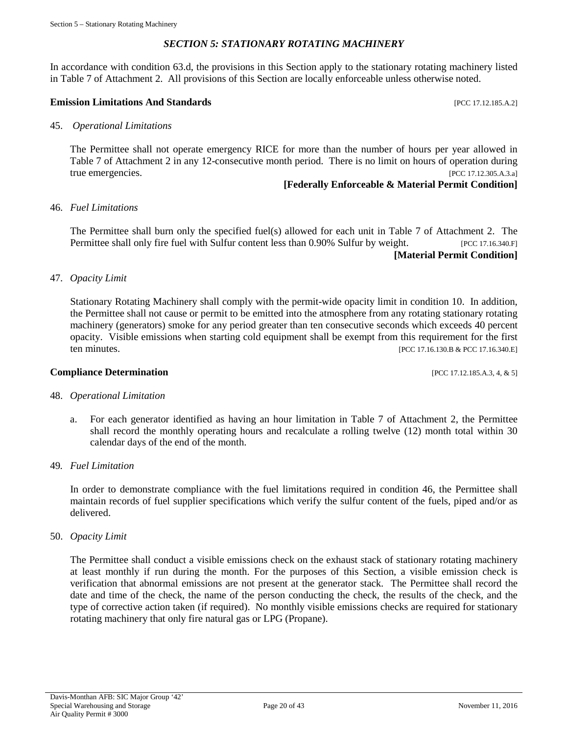## *SECTION 5: STATIONARY ROTATING MACHINERY*

In accordance with condition 63.d, the provisions in this Section apply to the stationary rotating machinery listed in Table 7 of Attachment 2. All provisions of this Section are locally enforceable unless otherwise noted.

### Emission Limitations And Standards [PCC 17.12.185.A.2]

45. *Operational Limitations*

    The Permittee shall not operate emergency RICE for more than the number of hours per year allowed in Table 7 of Attachment 2 in any 12-consecutive month period. There is no limit on hours of operation during true emergencies. [PCC 17.12.305.A.3.a]

    **[Federally Enforceable & Material Permit Condition]**

46. *Fuel Limitations*

    The Permittee shall burn only the specified fuel(s) allowed for each unit in Table 7 of Attachment 2. The Permittee shall only fire fuel with Sulfur content less than 0.90% Sulfur by weight. [PCC 17.16.340.F]

    **[Material Permit Condition]**

47. *Opacity Limit*

    Stationary Rotating Machinery shall comply with the permit-wide opacity limit in condition 10. In addition, the Permittee shall not cause or permit to be emitted into the atmosphere from any rotating stationary rotating machinery (generators) smoke for any period greater than ten consecutive seconds which exceeds 40 percent opacity. Visible emissions when starting cold equipment shall be exempt from this requirement for the first ten minutes. [PCC 17.16.130.B & PCC 17.16.340.E]

### Compliance Determination [PCC 17.12.185.A.3, 4, & 5]

48. *Operational Limitation*

    a. For each generator identified as having an hour limitation in Table 7 of Attachment 2, the Permittee shall record the monthly operating hours and recalculate a rolling twelve (12) month total within 30 calendar days of the end of the month.

49. *Fuel Limitation*

    In order to demonstrate compliance with the fuel limitations required in condition 46, the Permittee shall maintain records of fuel supplier specifications which verify the sulfur content of the fuels, piped and/or as delivered.

50. *Opacity Limit*

    The Permittee shall conduct a visible emissions check on the exhaust stack of stationary rotating machinery at least monthly if run during the month. For the purposes of this Section, a visible emission check is verification that abnormal emissions are not present at the generator stack. The Permittee shall record the date and time of the check, the name of the person conducting the check, the results of the check, and the type of corrective action taken (if required). No monthly visible emissions checks are required for stationary rotating machinery that only fire natural gas or LPG (Propane).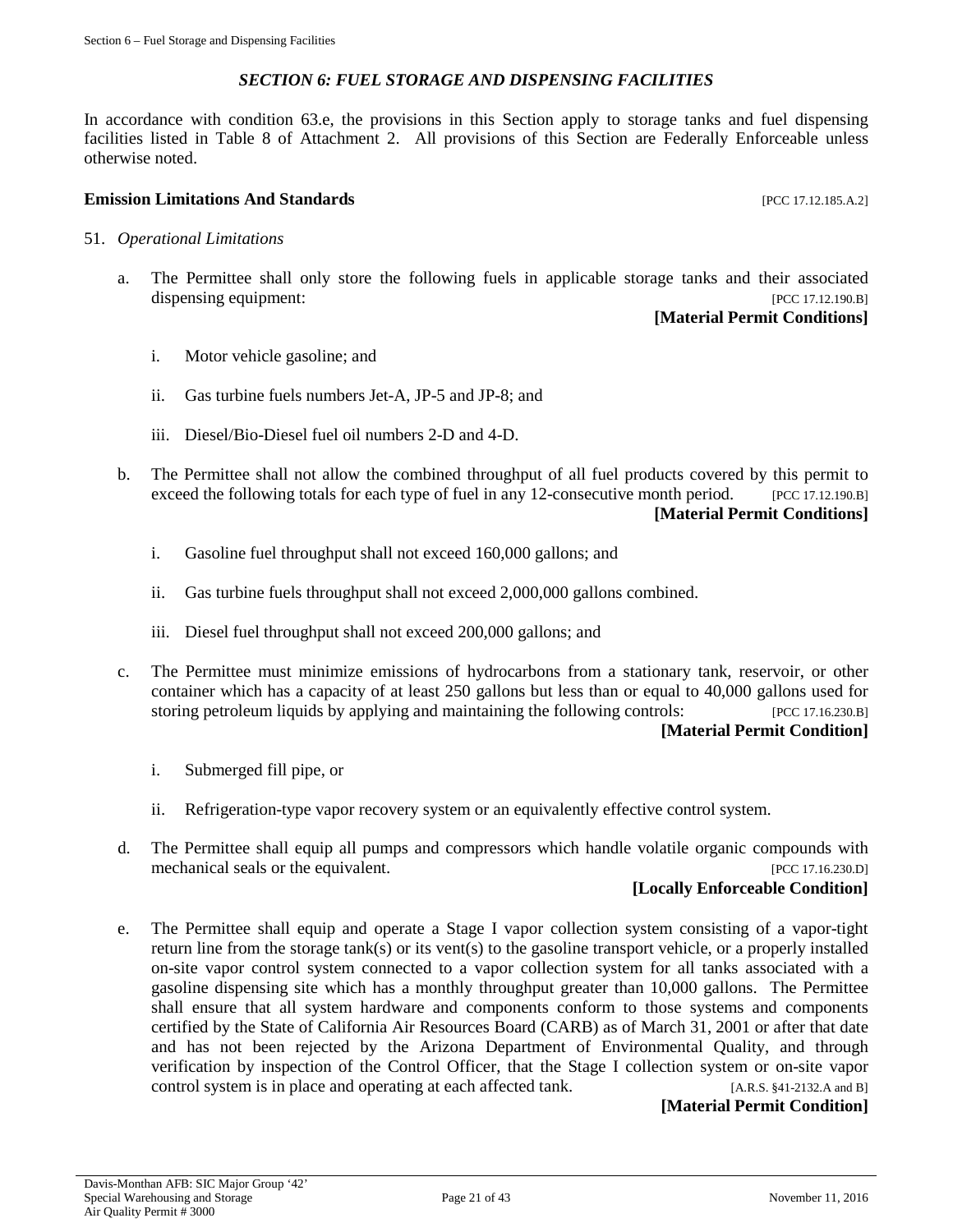## *SECTION 6: FUEL STORAGE AND DISPENSING FACILITIES*

In accordance with condition 63.e, the provisions in this Section apply to storage tanks and fuel dispensing facilities listed in Table 8 of Attachment 2. All provisions of this Section are Federally Enforceable unless otherwise noted.

**Emission Limitations And Standards** [PCC 17.12.185.A.2]

51. *Operational Limitations*

   a. The Permittee shall only store the following fuels in applicable storage tanks and their associated dispensing equipment: [PCC 17.12.190.B]
   **[Material Permit Conditions]**

      i. Motor vehicle gasoline; and

      ii. Gas turbine fuels numbers Jet-A, JP-5 and JP-8; and

      iii. Diesel/Bio-Diesel fuel oil numbers 2-D and 4-D.

   b. The Permittee shall not allow the combined throughput of all fuel products covered by this permit to exceed the following totals for each type of fuel in any 12-consecutive month period. [PCC 17.12.190.B]
   **[Material Permit Conditions]**

      i. Gasoline fuel throughput shall not exceed 160,000 gallons; and

      ii. Gas turbine fuels throughput shall not exceed 2,000,000 gallons combined.

      iii. Diesel fuel throughput shall not exceed 200,000 gallons; and

   c. The Permittee must minimize emissions of hydrocarbons from a stationary tank, reservoir, or other container which has a capacity of at least 250 gallons but less than or equal to 40,000 gallons used for storing petroleum liquids by applying and maintaining the following controls: [PCC 17.16.230.B]
   **[Material Permit Condition]**

      i. Submerged fill pipe, or

      ii. Refrigeration-type vapor recovery system or an equivalently effective control system.

   d. The Permittee shall equip all pumps and compressors which handle volatile organic compounds with mechanical seals or the equivalent. [PCC 17.16.230.D]
   **[Locally Enforceable Condition]**

   e. The Permittee shall equip and operate a Stage I vapor collection system consisting of a vapor-tight return line from the storage tank(s) or its vent(s) to the gasoline transport vehicle, or a properly installed on-site vapor control system connected to a vapor collection system for all tanks associated with a gasoline dispensing site which has a monthly throughput greater than 10,000 gallons. The Permittee shall ensure that all system hardware and components conform to those systems and components certified by the State of California Air Resources Board (CARB) as of March 31, 2001 or after that date and has not been rejected by the Arizona Department of Environmental Quality, and through verification by inspection of the Control Officer, that the Stage I collection system or on-site vapor control system is in place and operating at each affected tank. [A.R.S. §41-2132.A and B]
   **[Material Permit Condition]**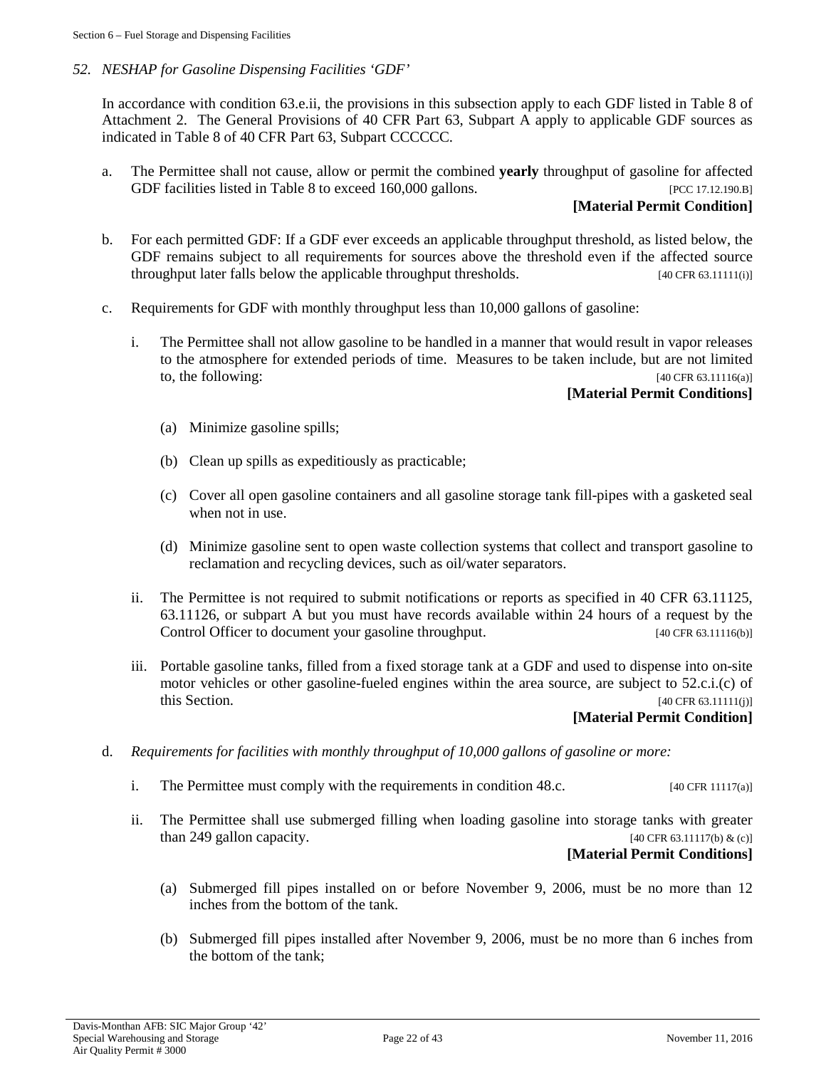*52. NESHAP for Gasoline Dispensing Facilities 'GDF'*

In accordance with condition 63.e.ii, the provisions in this subsection apply to each GDF listed in Table 8 of Attachment 2. The General Provisions of 40 CFR Part 63, Subpart A apply to applicable GDF sources as indicated in Table 8 of 40 CFR Part 63, Subpart CCCCCC.

a. The Permittee shall not cause, allow or permit the combined **yearly** throughput of gasoline for affected GDF facilities listed in Table 8 to exceed 160,000 gallons. [PCC 17.12.190.B]
**[Material Permit Condition]**

b. For each permitted GDF: If a GDF ever exceeds an applicable throughput threshold, as listed below, the GDF remains subject to all requirements for sources above the threshold even if the affected source throughput later falls below the applicable throughput thresholds. [40 CFR 63.11111(i)]

c. Requirements for GDF with monthly throughput less than 10,000 gallons of gasoline:

   i. The Permittee shall not allow gasoline to be handled in a manner that would result in vapor releases to the atmosphere for extended periods of time. Measures to be taken include, but are not limited to, the following: [40 CFR 63.11116(a)]
   **[Material Permit Conditions]**

      (a) Minimize gasoline spills;

      (b) Clean up spills as expeditiously as practicable;

      (c) Cover all open gasoline containers and all gasoline storage tank fill-pipes with a gasketed seal when not in use.

      (d) Minimize gasoline sent to open waste collection systems that collect and transport gasoline to reclamation and recycling devices, such as oil/water separators.

   ii. The Permittee is not required to submit notifications or reports as specified in 40 CFR 63.11125, 63.11126, or subpart A but you must have records available within 24 hours of a request by the Control Officer to document your gasoline throughput. [40 CFR 63.11116(b)]

   iii. Portable gasoline tanks, filled from a fixed storage tank at a GDF and used to dispense into on-site motor vehicles or other gasoline-fueled engines within the area source, are subject to 52.c.i.(c) of this Section. [40 CFR 63.11111(j)]
   **[Material Permit Condition]**

d. *Requirements for facilities with monthly throughput of 10,000 gallons of gasoline or more:*

   i. The Permittee must comply with the requirements in condition 48.c. [40 CFR 11117(a)]

   ii. The Permittee shall use submerged filling when loading gasoline into storage tanks with greater than 249 gallon capacity. [40 CFR 63.11117(b) & (c)]
   **[Material Permit Conditions]**

      (a) Submerged fill pipes installed on or before November 9, 2006, must be no more than 12 inches from the bottom of the tank.

      (b) Submerged fill pipes installed after November 9, 2006, must be no more than 6 inches from the bottom of the tank;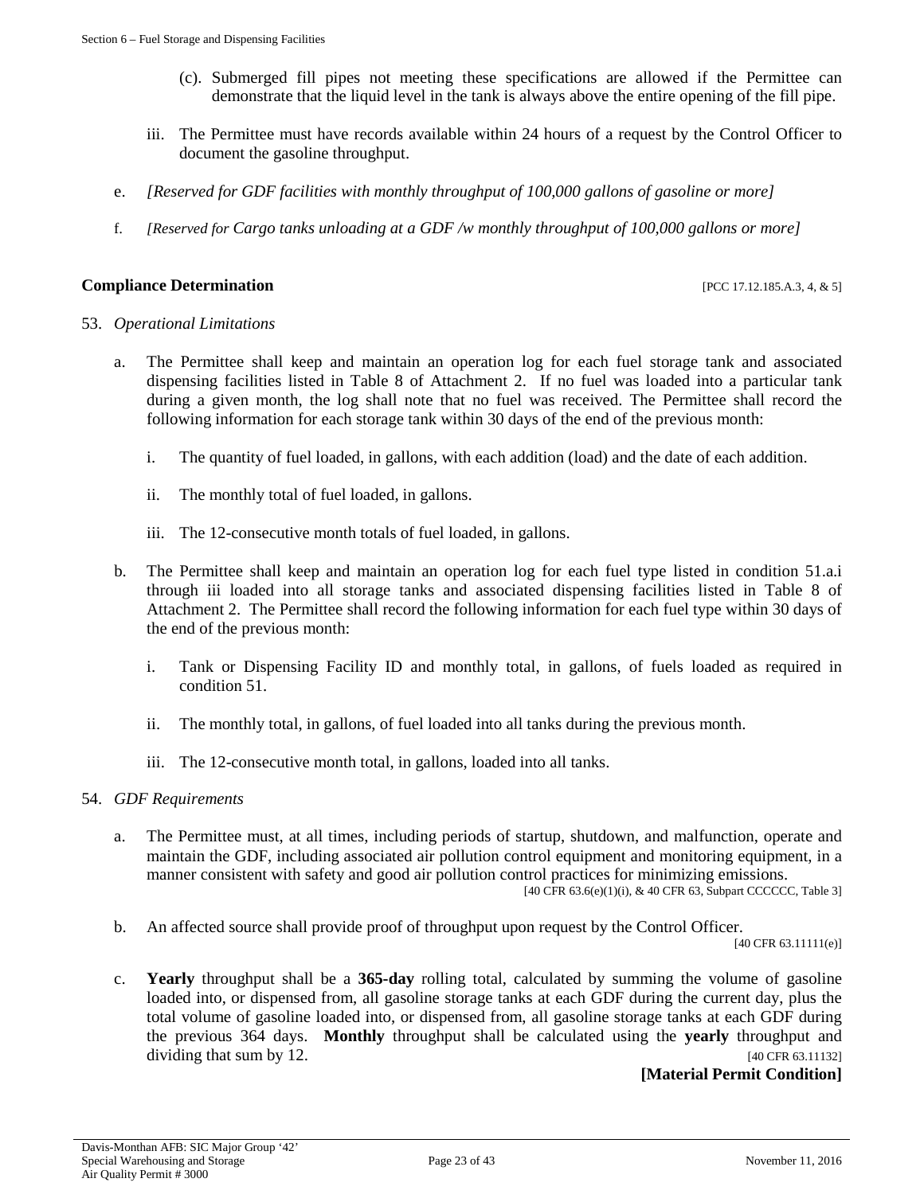(c). Submerged fill pipes not meeting these specifications are allowed if the Permittee can demonstrate that the liquid level in the tank is always above the entire opening of the fill pipe.

iii. The Permittee must have records available within 24 hours of a request by the Control Officer to document the gasoline throughput.

e. *[Reserved for GDF facilities with monthly throughput of 100,000 gallons of gasoline or more]*

f. *[Reserved for Cargo tanks unloading at a GDF /w monthly throughput of 100,000 gallons or more]*

**Compliance Determination** [PCC 17.12.185.A.3, 4, & 5]

53. *Operational Limitations*

a. The Permittee shall keep and maintain an operation log for each fuel storage tank and associated dispensing facilities listed in Table 8 of Attachment 2. If no fuel was loaded into a particular tank during a given month, the log shall note that no fuel was received. The Permittee shall record the following information for each storage tank within 30 days of the end of the previous month:

   i. The quantity of fuel loaded, in gallons, with each addition (load) and the date of each addition.

   ii. The monthly total of fuel loaded, in gallons.

   iii. The 12-consecutive month totals of fuel loaded, in gallons.

b. The Permittee shall keep and maintain an operation log for each fuel type listed in condition 51.a.i through iii loaded into all storage tanks and associated dispensing facilities listed in Table 8 of Attachment 2. The Permittee shall record the following information for each fuel type within 30 days of the end of the previous month:

   i. Tank or Dispensing Facility ID and monthly total, in gallons, of fuels loaded as required in condition 51.

   ii. The monthly total, in gallons, of fuel loaded into all tanks during the previous month.

   iii. The 12-consecutive month total, in gallons, loaded into all tanks.

54. *GDF Requirements*

a. The Permittee must, at all times, including periods of startup, shutdown, and malfunction, operate and maintain the GDF, including associated air pollution control equipment and monitoring equipment, in a manner consistent with safety and good air pollution control practices for minimizing emissions.
[40 CFR 63.6(e)(1)(i), & 40 CFR 63, Subpart CCCCCC, Table 3]

b. An affected source shall provide proof of throughput upon request by the Control Officer.
[40 CFR 63.11111(e)]

c. **Yearly** throughput shall be a **365-day** rolling total, calculated by summing the volume of gasoline loaded into, or dispensed from, all gasoline storage tanks at each GDF during the current day, plus the total volume of gasoline loaded into, or dispensed from, all gasoline storage tanks at each GDF during the previous 364 days. **Monthly** throughput shall be calculated using the **yearly** throughput and dividing that sum by 12. [40 CFR 63.11132]

**[Material Permit Condition]**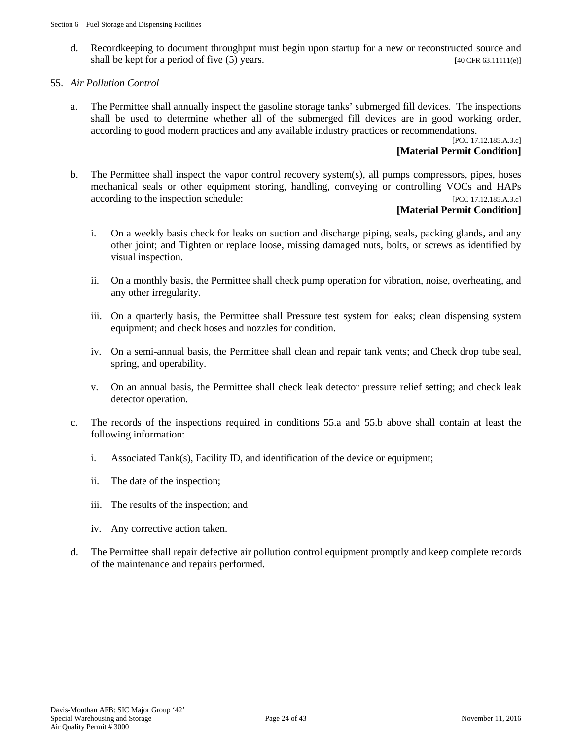d. Recordkeeping to document throughput must begin upon startup for a new or reconstructed source and shall be kept for a period of five (5) years. [40 CFR 63.11111(e)]

55. *Air Pollution Control*

a. The Permittee shall annually inspect the gasoline storage tanks' submerged fill devices. The inspections shall be used to determine whether all of the submerged fill devices are in good working order, according to good modern practices and any available industry practices or recommendations. [PCC 17.12.185.A.3.c]
**[Material Permit Condition]**

b. The Permittee shall inspect the vapor control recovery system(s), all pumps compressors, pipes, hoses mechanical seals or other equipment storing, handling, conveying or controlling VOCs and HAPs according to the inspection schedule: [PCC 17.12.185.A.3.c]
**[Material Permit Condition]**

   i. On a weekly basis check for leaks on suction and discharge piping, seals, packing glands, and any other joint; and Tighten or replace loose, missing damaged nuts, bolts, or screws as identified by visual inspection.

   ii. On a monthly basis, the Permittee shall check pump operation for vibration, noise, overheating, and any other irregularity.

   iii. On a quarterly basis, the Permittee shall Pressure test system for leaks; clean dispensing system equipment; and check hoses and nozzles for condition.

   iv. On a semi-annual basis, the Permittee shall clean and repair tank vents; and Check drop tube seal, spring, and operability.

   v. On an annual basis, the Permittee shall check leak detector pressure relief setting; and check leak detector operation.

c. The records of the inspections required in conditions 55.a and 55.b above shall contain at least the following information:

   i. Associated Tank(s), Facility ID, and identification of the device or equipment;

   ii. The date of the inspection;

   iii. The results of the inspection; and

   iv. Any corrective action taken.

d. The Permittee shall repair defective air pollution control equipment promptly and keep complete records of the maintenance and repairs performed.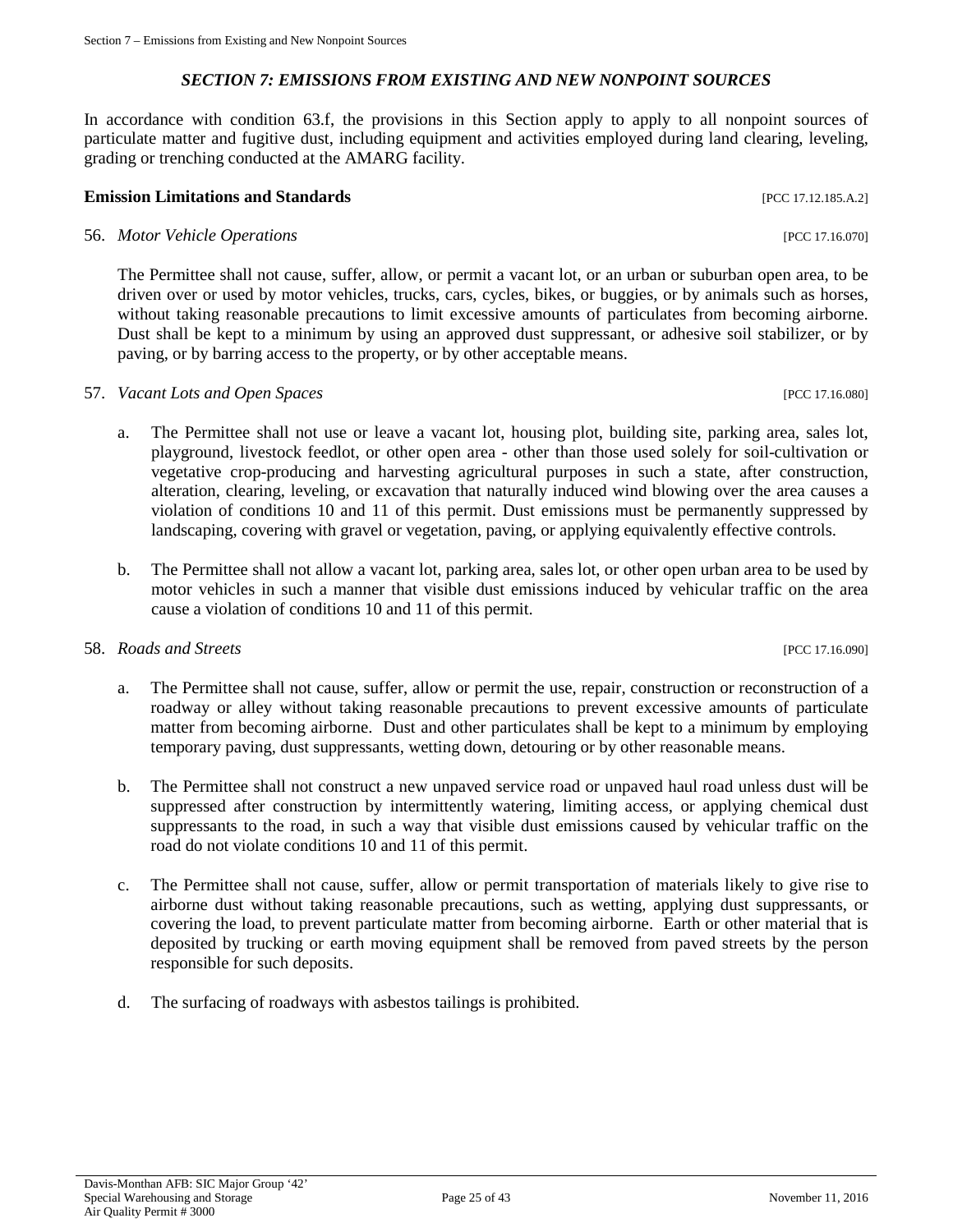## *SECTION 7: EMISSIONS FROM EXISTING AND NEW NONPOINT SOURCES*

In accordance with condition 63.f, the provisions in this Section apply to apply to all nonpoint sources of particulate matter and fugitive dust, including equipment and activities employed during land clearing, leveling, grading or trenching conducted at the AMARG facility.

**Emission Limitations and Standards** [PCC 17.12.185.A.2]

56. *Motor Vehicle Operations* [PCC 17.16.070]

The Permittee shall not cause, suffer, allow, or permit a vacant lot, or an urban or suburban open area, to be driven over or used by motor vehicles, trucks, cars, cycles, bikes, or buggies, or by animals such as horses, without taking reasonable precautions to limit excessive amounts of particulates from becoming airborne. Dust shall be kept to a minimum by using an approved dust suppressant, or adhesive soil stabilizer, or by paving, or by barring access to the property, or by other acceptable means.

57. *Vacant Lots and Open Spaces* [PCC 17.16.080]

a. The Permittee shall not use or leave a vacant lot, housing plot, building site, parking area, sales lot, playground, livestock feedlot, or other open area - other than those used solely for soil-cultivation or vegetative crop-producing and harvesting agricultural purposes in such a state, after construction, alteration, clearing, leveling, or excavation that naturally induced wind blowing over the area causes a violation of conditions 10 and 11 of this permit. Dust emissions must be permanently suppressed by landscaping, covering with gravel or vegetation, paving, or applying equivalently effective controls.

b. The Permittee shall not allow a vacant lot, parking area, sales lot, or other open urban area to be used by motor vehicles in such a manner that visible dust emissions induced by vehicular traffic on the area cause a violation of conditions 10 and 11 of this permit.

58. *Roads and Streets* [PCC 17.16.090]

a. The Permittee shall not cause, suffer, allow or permit the use, repair, construction or reconstruction of a roadway or alley without taking reasonable precautions to prevent excessive amounts of particulate matter from becoming airborne. Dust and other particulates shall be kept to a minimum by employing temporary paving, dust suppressants, wetting down, detouring or by other reasonable means.

b. The Permittee shall not construct a new unpaved service road or unpaved haul road unless dust will be suppressed after construction by intermittently watering, limiting access, or applying chemical dust suppressants to the road, in such a way that visible dust emissions caused by vehicular traffic on the road do not violate conditions 10 and 11 of this permit.

c. The Permittee shall not cause, suffer, allow or permit transportation of materials likely to give rise to airborne dust without taking reasonable precautions, such as wetting, applying dust suppressants, or covering the load, to prevent particulate matter from becoming airborne. Earth or other material that is deposited by trucking or earth moving equipment shall be removed from paved streets by the person responsible for such deposits.

d. The surfacing of roadways with asbestos tailings is prohibited.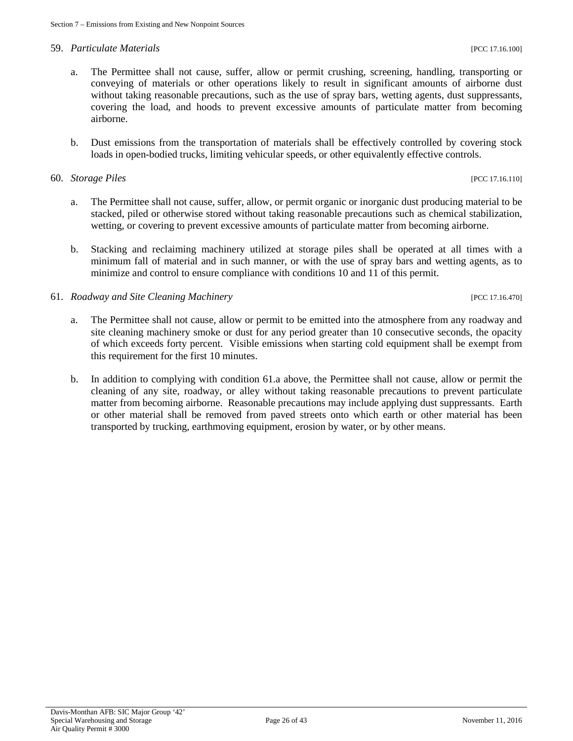59. *Particulate Materials* [PCC 17.16.100]

a. The Permittee shall not cause, suffer, allow or permit crushing, screening, handling, transporting or conveying of materials or other operations likely to result in significant amounts of airborne dust without taking reasonable precautions, such as the use of spray bars, wetting agents, dust suppressants, covering the load, and hoods to prevent excessive amounts of particulate matter from becoming airborne.

b. Dust emissions from the transportation of materials shall be effectively controlled by covering stock loads in open-bodied trucks, limiting vehicular speeds, or other equivalently effective controls.

60. *Storage Piles* [PCC 17.16.110]

a. The Permittee shall not cause, suffer, allow, or permit organic or inorganic dust producing material to be stacked, piled or otherwise stored without taking reasonable precautions such as chemical stabilization, wetting, or covering to prevent excessive amounts of particulate matter from becoming airborne.

b. Stacking and reclaiming machinery utilized at storage piles shall be operated at all times with a minimum fall of material and in such manner, or with the use of spray bars and wetting agents, as to minimize and control to ensure compliance with conditions 10 and 11 of this permit.

61. *Roadway and Site Cleaning Machinery* [PCC 17.16.470]

a. The Permittee shall not cause, allow or permit to be emitted into the atmosphere from any roadway and site cleaning machinery smoke or dust for any period greater than 10 consecutive seconds, the opacity of which exceeds forty percent. Visible emissions when starting cold equipment shall be exempt from this requirement for the first 10 minutes.

b. In addition to complying with condition 61.a above, the Permittee shall not cause, allow or permit the cleaning of any site, roadway, or alley without taking reasonable precautions to prevent particulate matter from becoming airborne. Reasonable precautions may include applying dust suppressants. Earth or other material shall be removed from paved streets onto which earth or other material has been transported by trucking, earthmoving equipment, erosion by water, or by other means.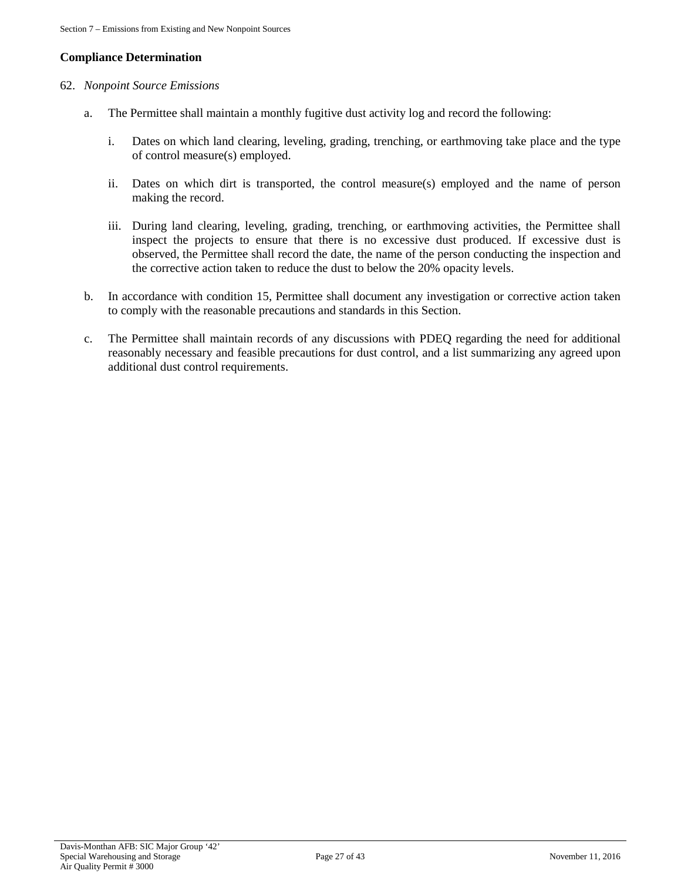## Compliance Determination

62. *Nonpoint Source Emissions*

   a. The Permittee shall maintain a monthly fugitive dust activity log and record the following:

      i. Dates on which land clearing, leveling, grading, trenching, or earthmoving take place and the type of control measure(s) employed.

      ii. Dates on which dirt is transported, the control measure(s) employed and the name of person making the record.

      iii. During land clearing, leveling, grading, trenching, or earthmoving activities, the Permittee shall inspect the projects to ensure that there is no excessive dust produced. If excessive dust is observed, the Permittee shall record the date, the name of the person conducting the inspection and the corrective action taken to reduce the dust to below the 20% opacity levels.

   b. In accordance with condition 15, Permittee shall document any investigation or corrective action taken to comply with the reasonable precautions and standards in this Section.

   c. The Permittee shall maintain records of any discussions with PDEQ regarding the need for additional reasonably necessary and feasible precautions for dust control, and a list summarizing any agreed upon additional dust control requirements.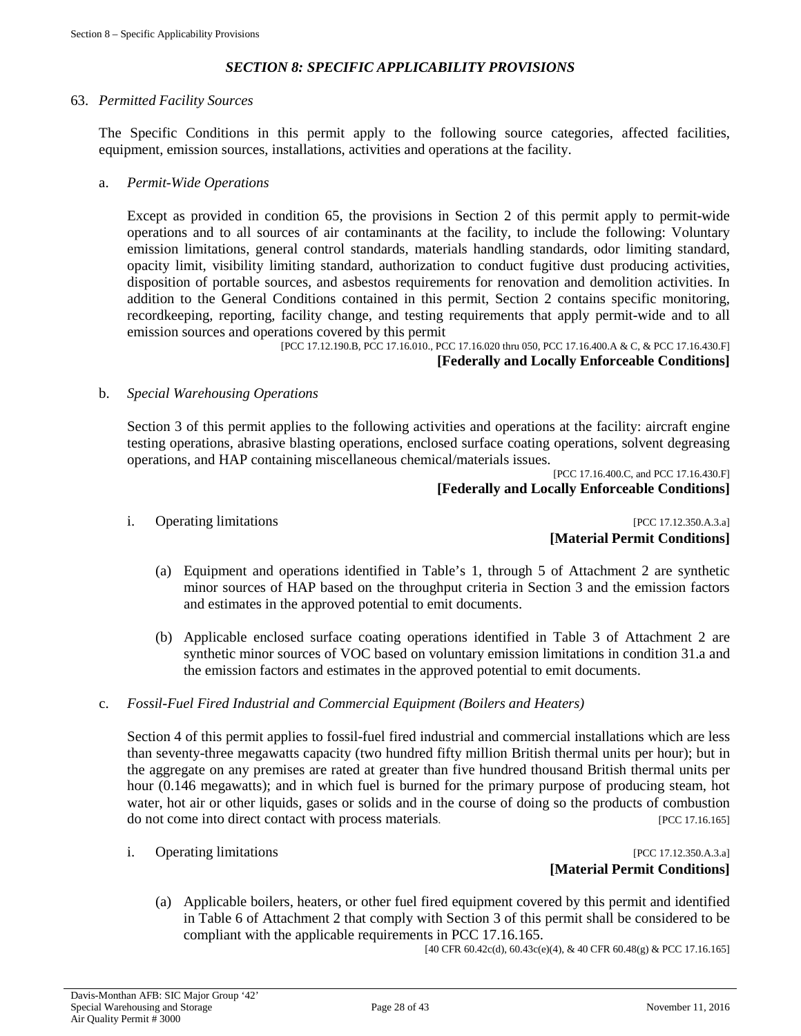## *SECTION 8: SPECIFIC APPLICABILITY PROVISIONS*

63. *Permitted Facility Sources*

The Specific Conditions in this permit apply to the following source categories, affected facilities, equipment, emission sources, installations, activities and operations at the facility.

a. *Permit-Wide Operations*

Except as provided in condition 65, the provisions in Section 2 of this permit apply to permit-wide operations and to all sources of air contaminants at the facility, to include the following: Voluntary emission limitations, general control standards, materials handling standards, odor limiting standard, opacity limit, visibility limiting standard, authorization to conduct fugitive dust producing activities, disposition of portable sources, and asbestos requirements for renovation and demolition activities. In addition to the General Conditions contained in this permit, Section 2 contains specific monitoring, recordkeeping, reporting, facility change, and testing requirements that apply permit-wide and to all emission sources and operations covered by this permit

[PCC 17.12.190.B, PCC 17.16.010., PCC 17.16.020 thru 050, PCC 17.16.400.A & C, & PCC 17.16.430.F]

**[Federally and Locally Enforceable Conditions]**

b. *Special Warehousing Operations*

Section 3 of this permit applies to the following activities and operations at the facility: aircraft engine testing operations, abrasive blasting operations, enclosed surface coating operations, solvent degreasing operations, and HAP containing miscellaneous chemical/materials issues.

[PCC 17.16.400.C, and PCC 17.16.430.F]

**[Federally and Locally Enforceable Conditions]**

i. Operating limitations [PCC 17.12.350.A.3.a]

**[Material Permit Conditions]**

(a) Equipment and operations identified in Table's 1, through 5 of Attachment 2 are synthetic minor sources of HAP based on the throughput criteria in Section 3 and the emission factors and estimates in the approved potential to emit documents.

(b) Applicable enclosed surface coating operations identified in Table 3 of Attachment 2 are synthetic minor sources of VOC based on voluntary emission limitations in condition 31.a and the emission factors and estimates in the approved potential to emit documents.

c. *Fossil-Fuel Fired Industrial and Commercial Equipment (Boilers and Heaters)*

Section 4 of this permit applies to fossil-fuel fired industrial and commercial installations which are less than seventy-three megawatts capacity (two hundred fifty million British thermal units per hour); but in the aggregate on any premises are rated at greater than five hundred thousand British thermal units per hour (0.146 megawatts); and in which fuel is burned for the primary purpose of producing steam, hot water, hot air or other liquids, gases or solids and in the course of doing so the products of combustion do not come into direct contact with process materials. [PCC 17.16.165]

i. Operating limitations [PCC 17.12.350.A.3.a]

**[Material Permit Conditions]**

(a) Applicable boilers, heaters, or other fuel fired equipment covered by this permit and identified in Table 6 of Attachment 2 that comply with Section 3 of this permit shall be considered to be compliant with the applicable requirements in PCC 17.16.165.

[40 CFR 60.42c(d), 60.43c(e)(4), & 40 CFR 60.48(g) & PCC 17.16.165]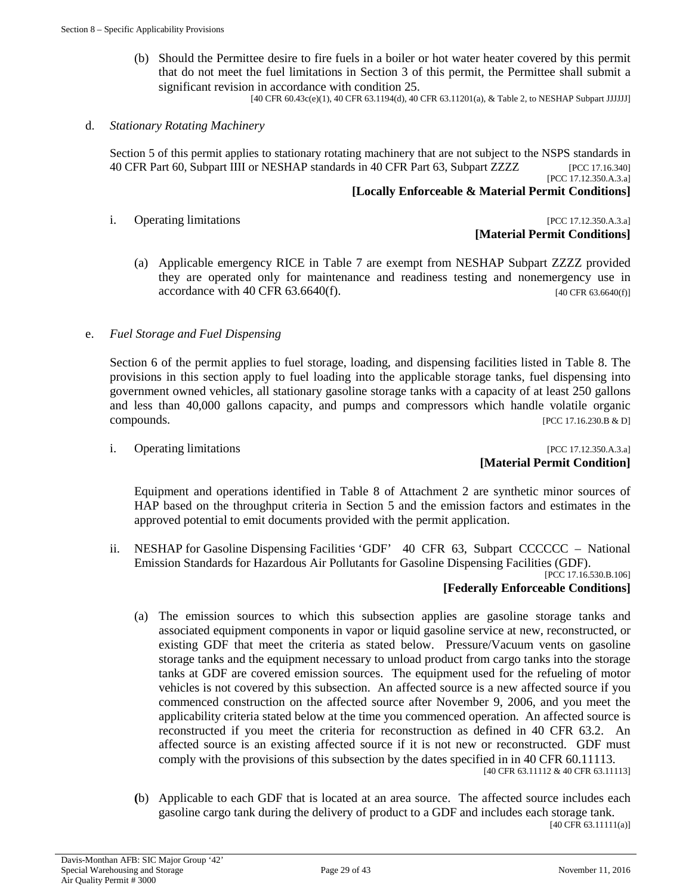(b) Should the Permittee desire to fire fuels in a boiler or hot water heater covered by this permit that do not meet the fuel limitations in Section 3 of this permit, the Permittee shall submit a significant revision in accordance with condition 25.

[40 CFR 60.43c(e)(1), 40 CFR 63.1194(d), 40 CFR 63.11201(a), & Table 2, to NESHAP Subpart JJJJJJ]

d. *Stationary Rotating Machinery*

Section 5 of this permit applies to stationary rotating machinery that are not subject to the NSPS standards in 40 CFR Part 60, Subpart IIII or NESHAP standards in 40 CFR Part 63, Subpart ZZZZ [PCC 17.16.340]

[PCC 17.12.350.A.3.a]

**[Locally Enforceable & Material Permit Conditions]**

i. Operating limitations [PCC 17.12.350.A.3.a]

**[Material Permit Conditions]**

(a) Applicable emergency RICE in Table 7 are exempt from NESHAP Subpart ZZZZ provided they are operated only for maintenance and readiness testing and nonemergency use in accordance with 40 CFR 63.6640(f). [40 CFR 63.6640(f)]

e. *Fuel Storage and Fuel Dispensing*

Section 6 of the permit applies to fuel storage, loading, and dispensing facilities listed in Table 8. The provisions in this section apply to fuel loading into the applicable storage tanks, fuel dispensing into government owned vehicles, all stationary gasoline storage tanks with a capacity of at least 250 gallons and less than 40,000 gallons capacity, and pumps and compressors which handle volatile organic compounds. [PCC 17.16.230.B & D]

i. Operating limitations [PCC 17.12.350.A.3.a]

**[Material Permit Condition]**

Equipment and operations identified in Table 8 of Attachment 2 are synthetic minor sources of HAP based on the throughput criteria in Section 5 and the emission factors and estimates in the approved potential to emit documents provided with the permit application.

ii. NESHAP for Gasoline Dispensing Facilities 'GDF' 40 CFR 63, Subpart CCCCCC – National Emission Standards for Hazardous Air Pollutants for Gasoline Dispensing Facilities (GDF).

[PCC 17.16.530.B.106]

**[Federally Enforceable Conditions]**

(a) The emission sources to which this subsection applies are gasoline storage tanks and associated equipment components in vapor or liquid gasoline service at new, reconstructed, or existing GDF that meet the criteria as stated below. Pressure/Vacuum vents on gasoline storage tanks and the equipment necessary to unload product from cargo tanks into the storage tanks at GDF are covered emission sources. The equipment used for the refueling of motor vehicles is not covered by this subsection. An affected source is a new affected source if you commenced construction on the affected source after November 9, 2006, and you meet the applicability criteria stated below at the time you commenced operation. An affected source is reconstructed if you meet the criteria for reconstruction as defined in 40 CFR 63.2. An affected source is an existing affected source if it is not new or reconstructed. GDF must comply with the provisions of this subsection by the dates specified in in 40 CFR 60.11113.

[40 CFR 63.11112 & 40 CFR 63.11113]

(b) Applicable to each GDF that is located at an area source. The affected source includes each gasoline cargo tank during the delivery of product to a GDF and includes each storage tank.

[40 CFR 63.11111(a)]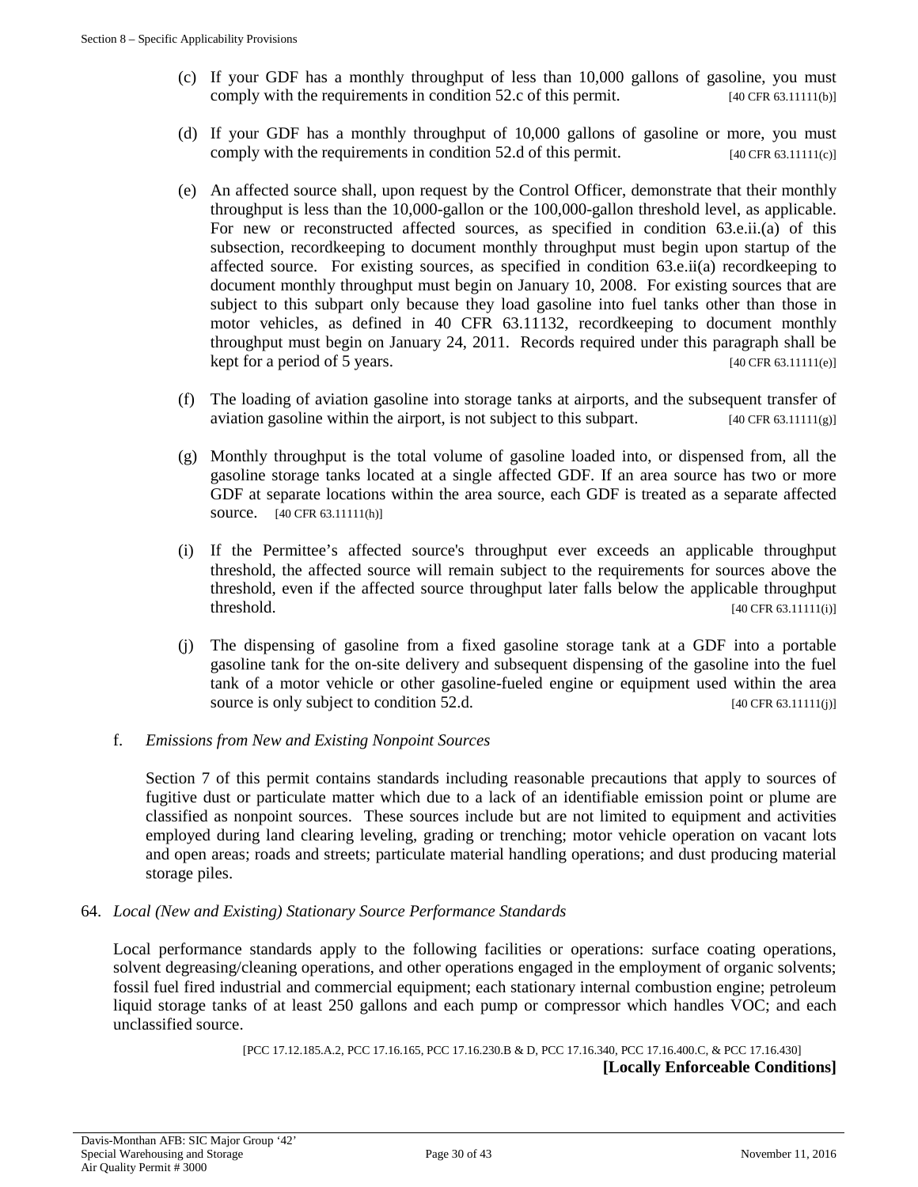(c) If your GDF has a monthly throughput of less than 10,000 gallons of gasoline, you must comply with the requirements in condition 52.c of this permit. [40 CFR 63.11111(b)]

(d) If your GDF has a monthly throughput of 10,000 gallons of gasoline or more, you must comply with the requirements in condition 52.d of this permit. [40 CFR 63.11111(c)]

(e) An affected source shall, upon request by the Control Officer, demonstrate that their monthly throughput is less than the 10,000-gallon or the 100,000-gallon threshold level, as applicable. For new or reconstructed affected sources, as specified in condition 63.e.ii.(a) of this subsection, recordkeeping to document monthly throughput must begin upon startup of the affected source. For existing sources, as specified in condition 63.e.ii(a) recordkeeping to document monthly throughput must begin on January 10, 2008. For existing sources that are subject to this subpart only because they load gasoline into fuel tanks other than those in motor vehicles, as defined in 40 CFR 63.11132, recordkeeping to document monthly throughput must begin on January 24, 2011. Records required under this paragraph shall be kept for a period of 5 years. [40 CFR 63.11111(e)]

(f) The loading of aviation gasoline into storage tanks at airports, and the subsequent transfer of aviation gasoline within the airport, is not subject to this subpart. [40 CFR 63.11111(g)]

(g) Monthly throughput is the total volume of gasoline loaded into, or dispensed from, all the gasoline storage tanks located at a single affected GDF. If an area source has two or more GDF at separate locations within the area source, each GDF is treated as a separate affected source. [40 CFR 63.11111(h)]

(i) If the Permittee's affected source's throughput ever exceeds an applicable throughput threshold, the affected source will remain subject to the requirements for sources above the threshold, even if the affected source throughput later falls below the applicable throughput threshold. [40 CFR 63.11111(i)]

(j) The dispensing of gasoline from a fixed gasoline storage tank at a GDF into a portable gasoline tank for the on-site delivery and subsequent dispensing of the gasoline into the fuel tank of a motor vehicle or other gasoline-fueled engine or equipment used within the area source is only subject to condition 52.d. [40 CFR 63.11111(j)]

f. *Emissions from New and Existing Nonpoint Sources*

Section 7 of this permit contains standards including reasonable precautions that apply to sources of fugitive dust or particulate matter which due to a lack of an identifiable emission point or plume are classified as nonpoint sources. These sources include but are not limited to equipment and activities employed during land clearing leveling, grading or trenching; motor vehicle operation on vacant lots and open areas; roads and streets; particulate material handling operations; and dust producing material storage piles.

64. *Local (New and Existing) Stationary Source Performance Standards*

Local performance standards apply to the following facilities or operations: surface coating operations, solvent degreasing/cleaning operations, and other operations engaged in the employment of organic solvents; fossil fuel fired industrial and commercial equipment; each stationary internal combustion engine; petroleum liquid storage tanks of at least 250 gallons and each pump or compressor which handles VOC; and each unclassified source.

[PCC 17.12.185.A.2, PCC 17.16.165, PCC 17.16.230.B & D, PCC 17.16.340, PCC 17.16.400.C, & PCC 17.16.430]

**[Locally Enforceable Conditions]**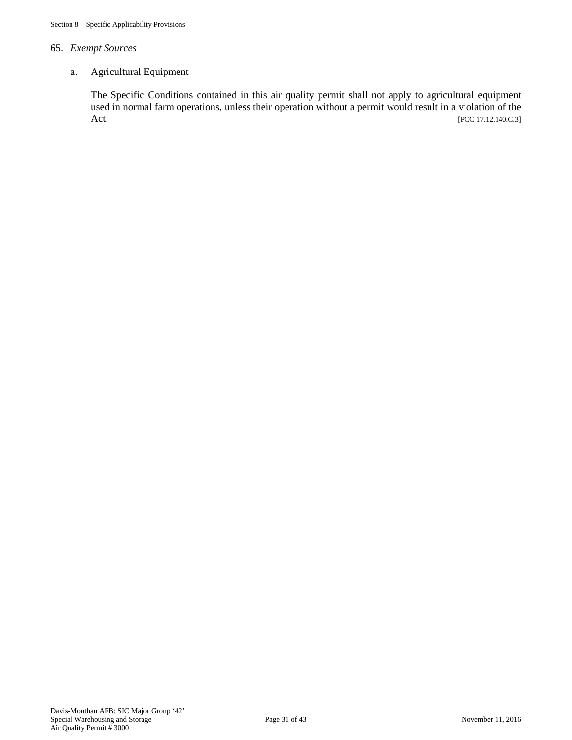65. *Exempt Sources*

   a. Agricultural Equipment

      The Specific Conditions contained in this air quality permit shall not apply to agricultural equipment used in normal farm operations, unless their operation without a permit would result in a violation of the Act. [PCC 17.12.140.C.3]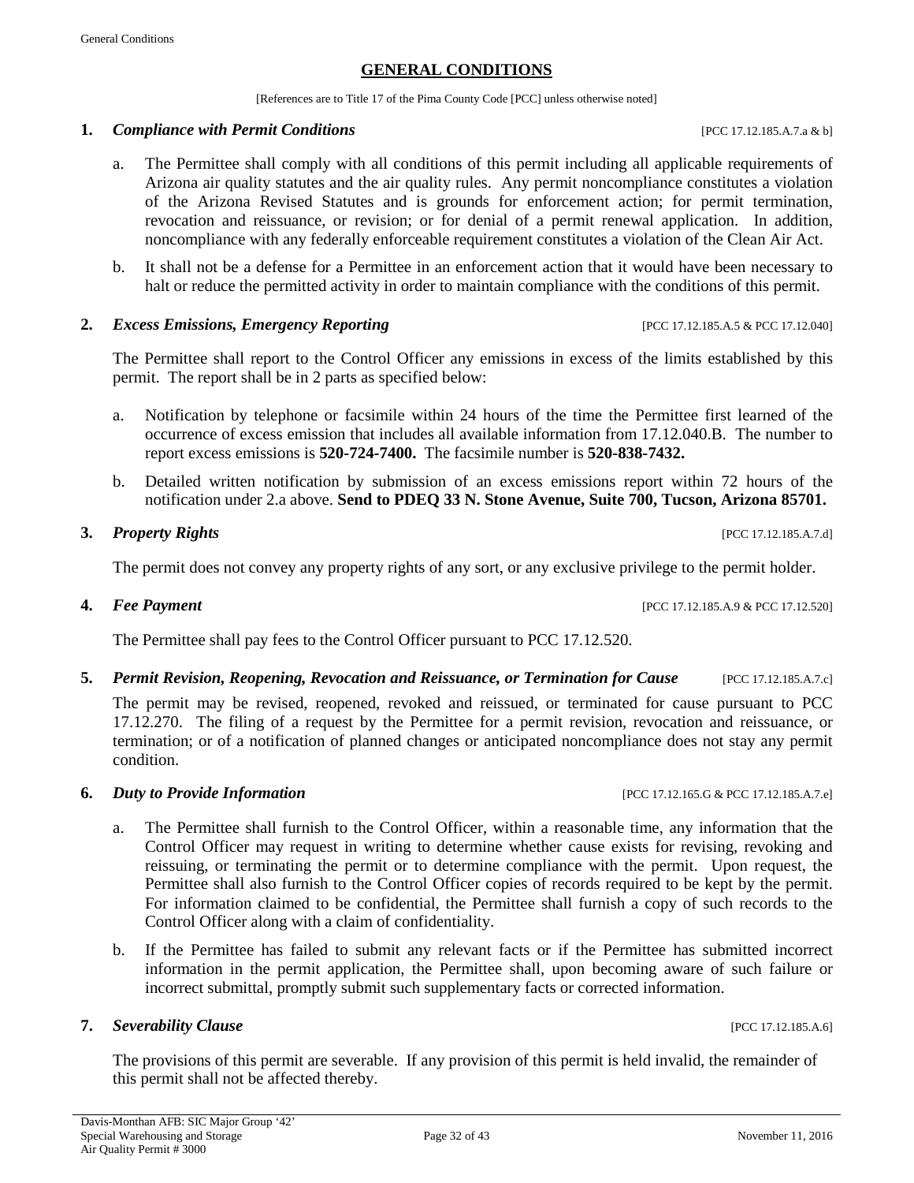## GENERAL CONDITIONS

[References are to Title 17 of the Pima County Code [PCC] unless otherwise noted]

**1.** ***Compliance with Permit Conditions*** [PCC 17.12.185.A.7.a & b]

a. The Permittee shall comply with all conditions of this permit including all applicable requirements of Arizona air quality statutes and the air quality rules. Any permit noncompliance constitutes a violation of the Arizona Revised Statutes and is grounds for enforcement action; for permit termination, revocation and reissuance, or revision; or for denial of a permit renewal application. In addition, noncompliance with any federally enforceable requirement constitutes a violation of the Clean Air Act.

b. It shall not be a defense for a Permittee in an enforcement action that it would have been necessary to halt or reduce the permitted activity in order to maintain compliance with the conditions of this permit.

**2.** ***Excess Emissions, Emergency Reporting*** [PCC 17.12.185.A.5 & PCC 17.12.040]

The Permittee shall report to the Control Officer any emissions in excess of the limits established by this permit. The report shall be in 2 parts as specified below:

a. Notification by telephone or facsimile within 24 hours of the time the Permittee first learned of the occurrence of excess emission that includes all available information from 17.12.040.B. The number to report excess emissions is **520-724-7400.** The facsimile number is **520-838-7432.**

b. Detailed written notification by submission of an excess emissions report within 72 hours of the notification under 2.a above. **Send to PDEQ 33 N. Stone Avenue, Suite 700, Tucson, Arizona 85701.**

**3.** ***Property Rights*** [PCC 17.12.185.A.7.d]

The permit does not convey any property rights of any sort, or any exclusive privilege to the permit holder.

**4.** ***Fee Payment*** [PCC 17.12.185.A.9 & PCC 17.12.520]

The Permittee shall pay fees to the Control Officer pursuant to PCC 17.12.520.

**5.** ***Permit Revision, Reopening, Revocation and Reissuance, or Termination for Cause*** [PCC 17.12.185.A.7.c]

The permit may be revised, reopened, revoked and reissued, or terminated for cause pursuant to PCC 17.12.270. The filing of a request by the Permittee for a permit revision, revocation and reissuance, or termination; or of a notification of planned changes or anticipated noncompliance does not stay any permit condition.

**6.** ***Duty to Provide Information*** [PCC 17.12.165.G & PCC 17.12.185.A.7.e]

a. The Permittee shall furnish to the Control Officer, within a reasonable time, any information that the Control Officer may request in writing to determine whether cause exists for revising, revoking and reissuing, or terminating the permit or to determine compliance with the permit. Upon request, the Permittee shall also furnish to the Control Officer copies of records required to be kept by the permit. For information claimed to be confidential, the Permittee shall furnish a copy of such records to the Control Officer along with a claim of confidentiality.

b. If the Permittee has failed to submit any relevant facts or if the Permittee has submitted incorrect information in the permit application, the Permittee shall, upon becoming aware of such failure or incorrect submittal, promptly submit such supplementary facts or corrected information.

**7.** ***Severability Clause*** [PCC 17.12.185.A.6]

The provisions of this permit are severable. If any provision of this permit is held invalid, the remainder of this permit shall not be affected thereby.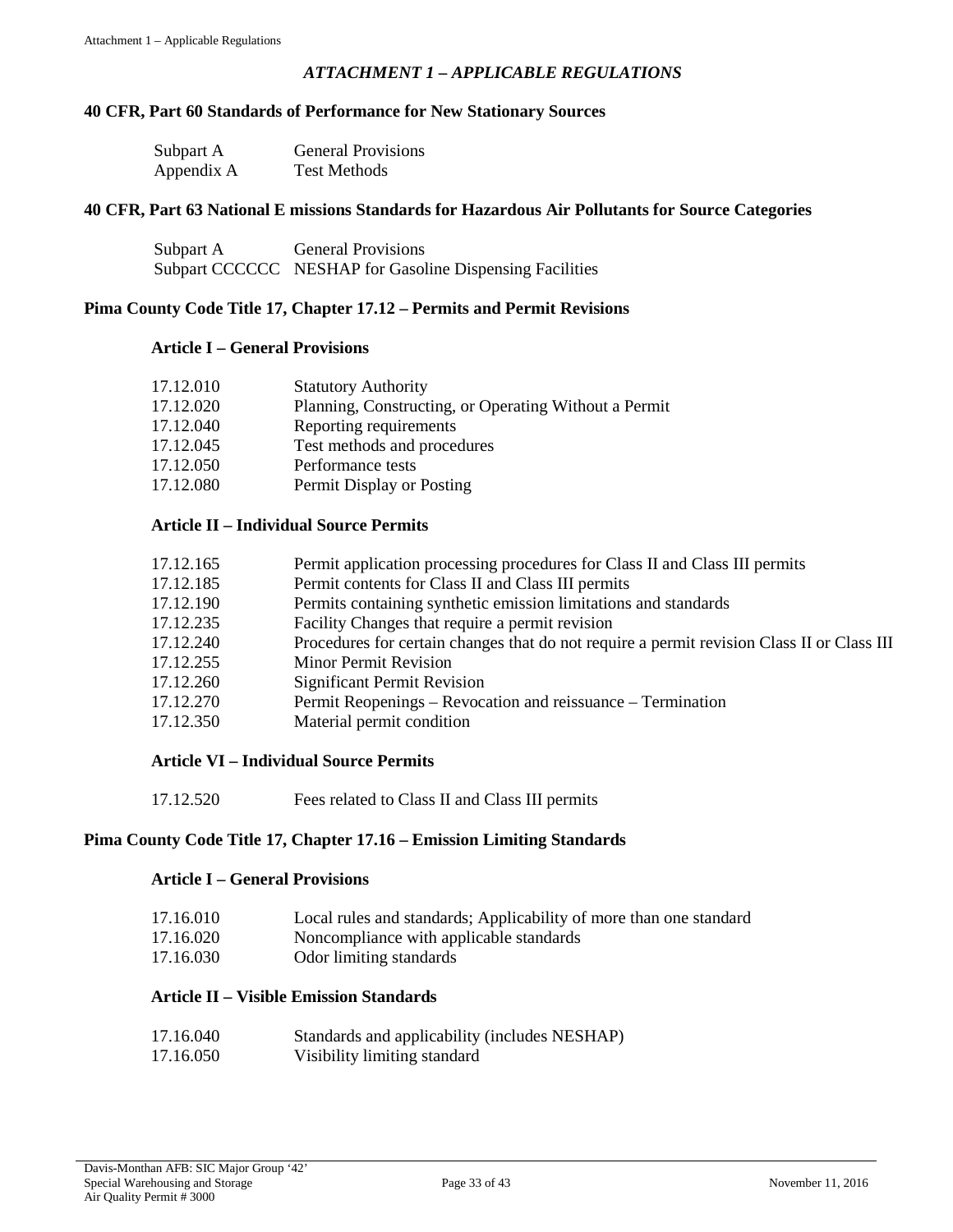## *ATTACHMENT 1 – APPLICABLE REGULATIONS*

### 40 CFR, Part 60 Standards of Performance for New Stationary Sources

| | |
|---|---|
| Subpart A | General Provisions |
| Appendix A | Test Methods |

### 40 CFR, Part 63 National E missions Standards for Hazardous Air Pollutants for Source Categories

| | |
|---|---|
| Subpart A | General Provisions |
| Subpart CCCCCC | NESHAP for Gasoline Dispensing Facilities |

### Pima County Code Title 17, Chapter 17.12 – Permits and Permit Revisions

#### Article I – General Provisions

| | |
|---|---|
| 17.12.010 | Statutory Authority |
| 17.12.020 | Planning, Constructing, or Operating Without a Permit |
| 17.12.040 | Reporting requirements |
| 17.12.045 | Test methods and procedures |
| 17.12.050 | Performance tests |
| 17.12.080 | Permit Display or Posting |

#### Article II – Individual Source Permits

| | |
|---|---|
| 17.12.165 | Permit application processing procedures for Class II and Class III permits |
| 17.12.185 | Permit contents for Class II and Class III permits |
| 17.12.190 | Permits containing synthetic emission limitations and standards |
| 17.12.235 | Facility Changes that require a permit revision |
| 17.12.240 | Procedures for certain changes that do not require a permit revision Class II or Class III |
| 17.12.255 | Minor Permit Revision |
| 17.12.260 | Significant Permit Revision |
| 17.12.270 | Permit Reopenings – Revocation and reissuance – Termination |
| 17.12.350 | Material permit condition |

#### Article VI – Individual Source Permits

| | |
|---|---|
| 17.12.520 | Fees related to Class II and Class III permits |

### Pima County Code Title 17, Chapter 17.16 – Emission Limiting Standards

#### Article I – General Provisions

| | |
|---|---|
| 17.16.010 | Local rules and standards; Applicability of more than one standard |
| 17.16.020 | Noncompliance with applicable standards |
| 17.16.030 | Odor limiting standards |

#### Article II – Visible Emission Standards

| | |
|---|---|
| 17.16.040 | Standards and applicability (includes NESHAP) |
| 17.16.050 | Visibility limiting standard |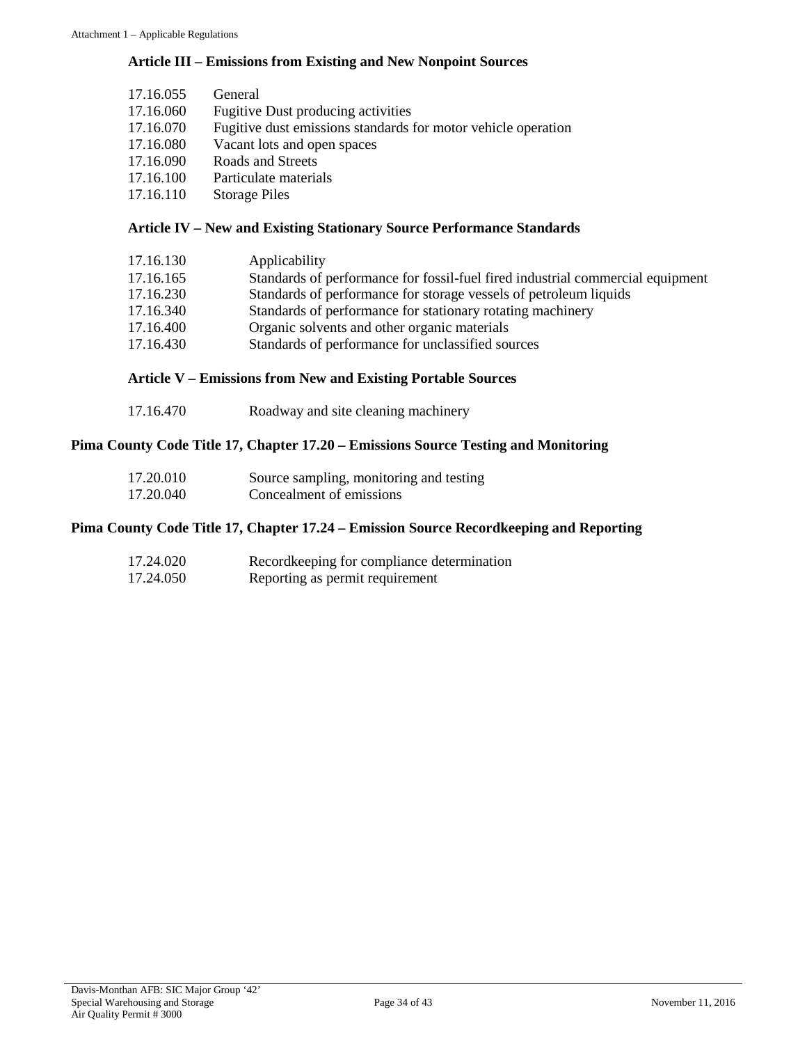### Article III – Emissions from Existing and New Nonpoint Sources

17.16.055 General
17.16.060 Fugitive Dust producing activities
17.16.070 Fugitive dust emissions standards for motor vehicle operation
17.16.080 Vacant lots and open spaces
17.16.090 Roads and Streets
17.16.100 Particulate materials
17.16.110 Storage Piles

### Article IV – New and Existing Stationary Source Performance Standards

17.16.130 Applicability
17.16.165 Standards of performance for fossil-fuel fired industrial commercial equipment
17.16.230 Standards of performance for storage vessels of petroleum liquids
17.16.340 Standards of performance for stationary rotating machinery
17.16.400 Organic solvents and other organic materials
17.16.430 Standards of performance for unclassified sources

### Article V – Emissions from New and Existing Portable Sources

17.16.470 Roadway and site cleaning machinery

## Pima County Code Title 17, Chapter 17.20 – Emissions Source Testing and Monitoring

17.20.010 Source sampling, monitoring and testing
17.20.040 Concealment of emissions

## Pima County Code Title 17, Chapter 17.24 – Emission Source Recordkeeping and Reporting

17.24.020 Recordkeeping for compliance determination
17.24.050 Reporting as permit requirement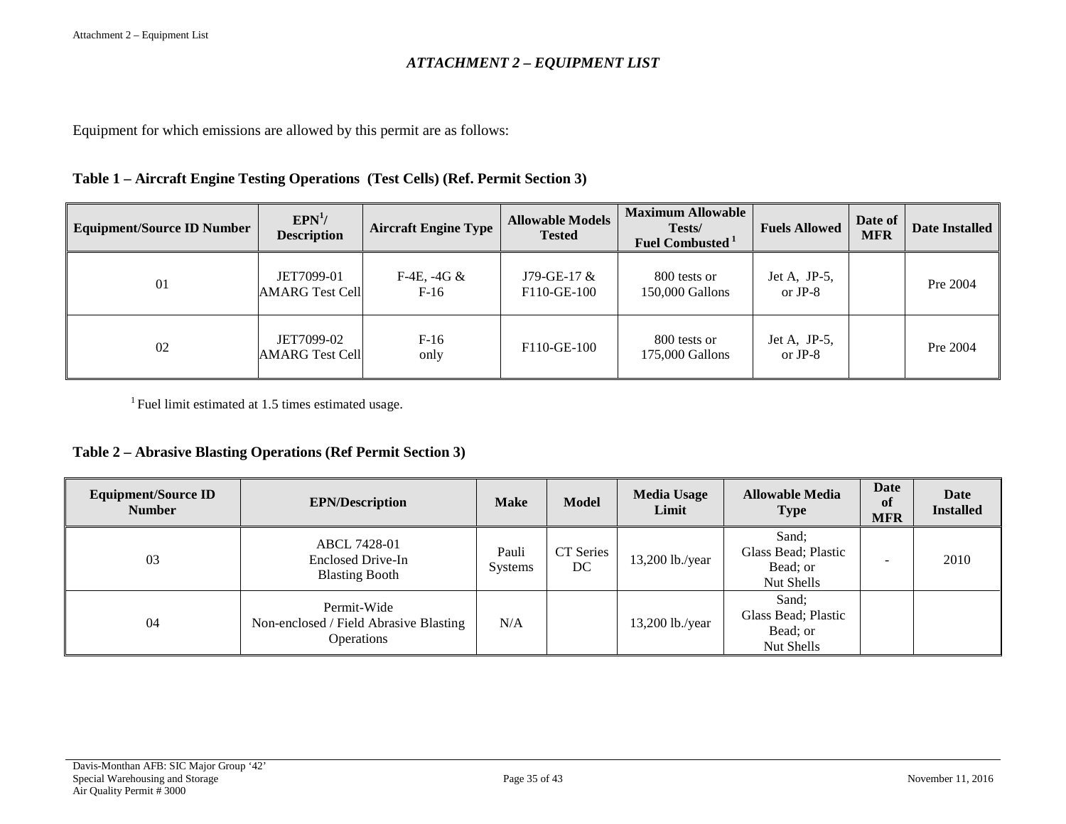## *ATTACHMENT 2 – EQUIPMENT LIST*

Equipment for which emissions are allowed by this permit are as follows:

**Table 1 – Aircraft Engine Testing Operations (Test Cells) (Ref. Permit Section 3)**

| Equipment/Source ID Number | EPN[1]/ Description | Aircraft Engine Type | Allowable Models Tested | Maximum Allowable Tests/ Fuel Combusted [1] | Fuels Allowed | Date of MFR | Date Installed |
|---|---|---|---|---|---|---|---|
| 01 | JET7099-01 AMARG Test Cell | F-4E, -4G & F-16 | J79-GE-17 & F110-GE-100 | 800 tests or 150,000 Gallons | Jet A, JP-5, or JP-8 | | Pre 2004 |
| 02 | JET7099-02 AMARG Test Cell | F-16 only | F110-GE-100 | 800 tests or 175,000 Gallons | Jet A, JP-5, or JP-8 | | Pre 2004 |

[1] Fuel limit estimated at 1.5 times estimated usage.

**Table 2 – Abrasive Blasting Operations (Ref Permit Section 3)**

| Equipment/Source ID Number | EPN/Description | Make | Model | Media Usage Limit | Allowable Media Type | Date of MFR | Date Installed |
|---|---|---|---|---|---|---|---|
| 03 | ABCL 7428-01 Enclosed Drive-In Blasting Booth | Pauli Systems | CT Series DC | 13,200 lb./year | Sand; Glass Bead; Plastic Bead; or Nut Shells | - | 2010 |
| 04 | Permit-Wide Non-enclosed / Field Abrasive Blasting Operations | N/A | | 13,200 lb./year | Sand; Glass Bead; Plastic Bead; or Nut Shells | | |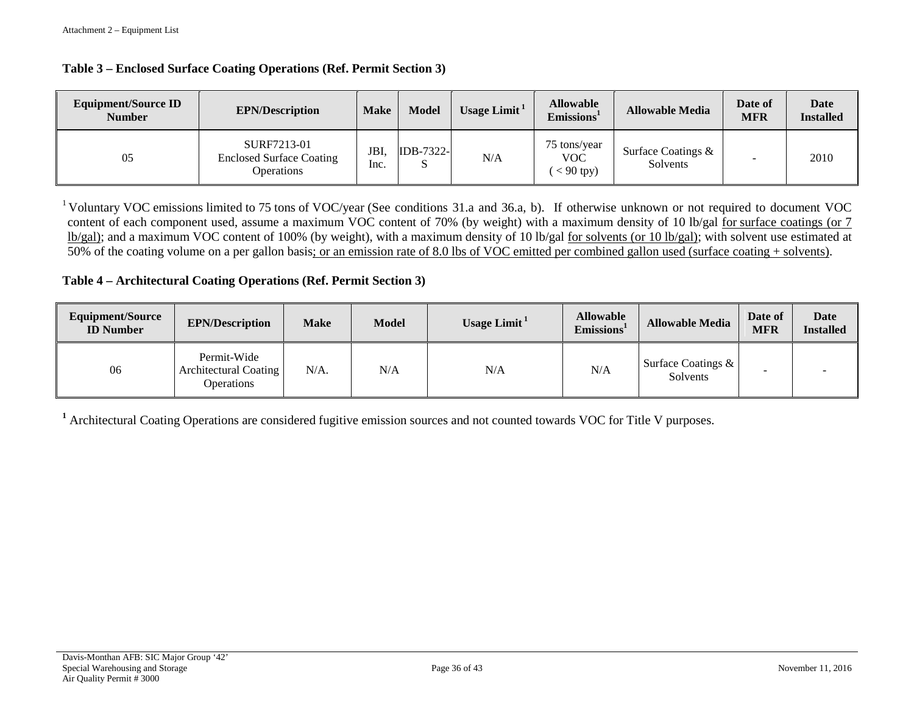### Table 3 – Enclosed Surface Coating Operations (Ref. Permit Section 3)

| Equipment/Source ID Number | EPN/Description | Make | Model | Usage Limit [1] | Allowable Emissions[1] | Allowable Media | Date of MFR | Date Installed |
|---|---|---|---|---|---|---|---|---|
| 05 | SURF7213-01 Enclosed Surface Coating Operations | JBI, Inc. | IDB-7322-S | N/A | 75 tons/year VOC ( < 90 tpy) | Surface Coatings & Solvents | - | 2010 |

[1] Voluntary VOC emissions limited to 75 tons of VOC/year (See conditions 31.a and 36.a, b). If otherwise unknown or not required to document VOC content of each component used, assume a maximum VOC content of 70% (by weight) with a maximum density of 10 lb/gal <u>for surface coatings (or 7 lb/gal)</u>; and a maximum VOC content of 100% (by weight), with a maximum density of 10 lb/gal <u>for solvents (or 10 lb/gal)</u>; with solvent use estimated at 50% of the coating volume on a per gallon basis<u>; or an emission rate of 8.0 lbs of VOC emitted per combined gallon used (surface coating + solvents)</u>.

### Table 4 – Architectural Coating Operations (Ref. Permit Section 3)

| Equipment/Source ID Number | EPN/Description | Make | Model | Usage Limit [1] | Allowable Emissions[1] | Allowable Media | Date of MFR | Date Installed |
|---|---|---|---|---|---|---|---|---|
| 06 | Permit-Wide Architectural Coating Operations | N/A. | N/A | N/A | N/A | Surface Coatings & Solvents | - | - |

[1] Architectural Coating Operations are considered fugitive emission sources and not counted towards VOC for Title V purposes.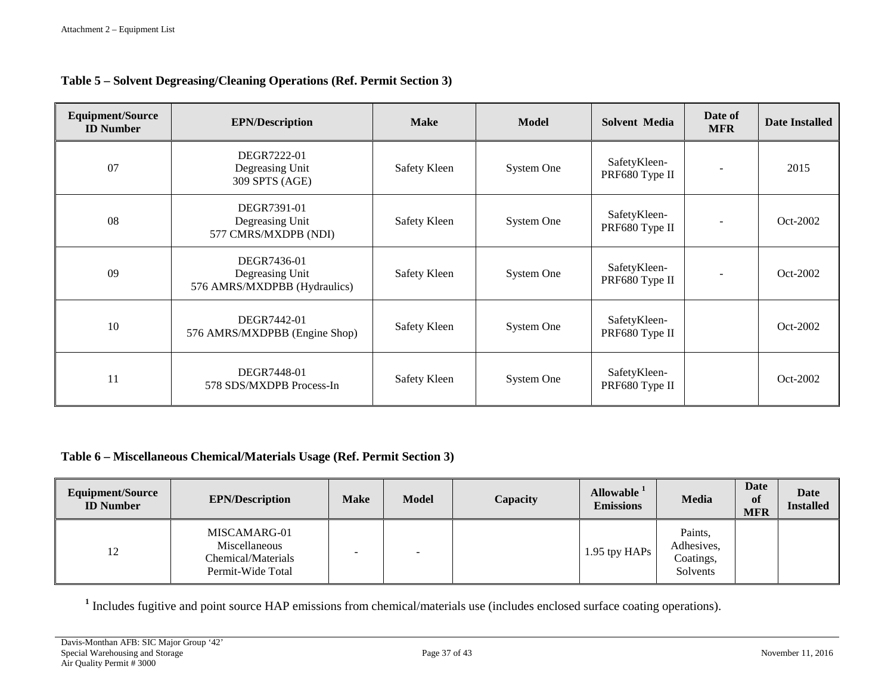**Table 5 – Solvent Degreasing/Cleaning Operations (Ref. Permit Section 3)**

| Equipment/Source ID Number | EPN/Description | Make | Model | Solvent Media | Date of MFR | Date Installed |
|---|---|---|---|---|---|---|
| 07 | DEGR7222-01<br>Degreasing Unit<br>309 SPTS (AGE) | Safety Kleen | System One | SafetyKleen-PRF680 Type II | - | 2015 |
| 08 | DEGR7391-01<br>Degreasing Unit<br>577 CMRS/MXDPB (NDI) | Safety Kleen | System One | SafetyKleen-PRF680 Type II | - | Oct-2002 |
| 09 | DEGR7436-01<br>Degreasing Unit<br>576 AMRS/MXDPBB (Hydraulics) | Safety Kleen | System One | SafetyKleen-PRF680 Type II | - | Oct-2002 |
| 10 | DEGR7442-01<br>576 AMRS/MXDPBB (Engine Shop) | Safety Kleen | System One | SafetyKleen-PRF680 Type II | | Oct-2002 |
| 11 | DEGR7448-01<br>578 SDS/MXDPB Process-In | Safety Kleen | System One | SafetyKleen-PRF680 Type II | | Oct-2002 |

**Table 6 – Miscellaneous Chemical/Materials Usage (Ref. Permit Section 3)**

| Equipment/Source ID Number | EPN/Description | Make | Model | Capacity | Allowable [1] Emissions | Media | Date of MFR | Date Installed |
|---|---|---|---|---|---|---|---|---|
| 12 | MISCAMARG-01<br>Miscellaneous<br>Chemical/Materials<br>Permit-Wide Total | - | - | | 1.95 tpy HAPs | Paints,<br>Adhesives,<br>Coatings,<br>Solvents | | |

[1] Includes fugitive and point source HAP emissions from chemical/materials use (includes enclosed surface coating operations).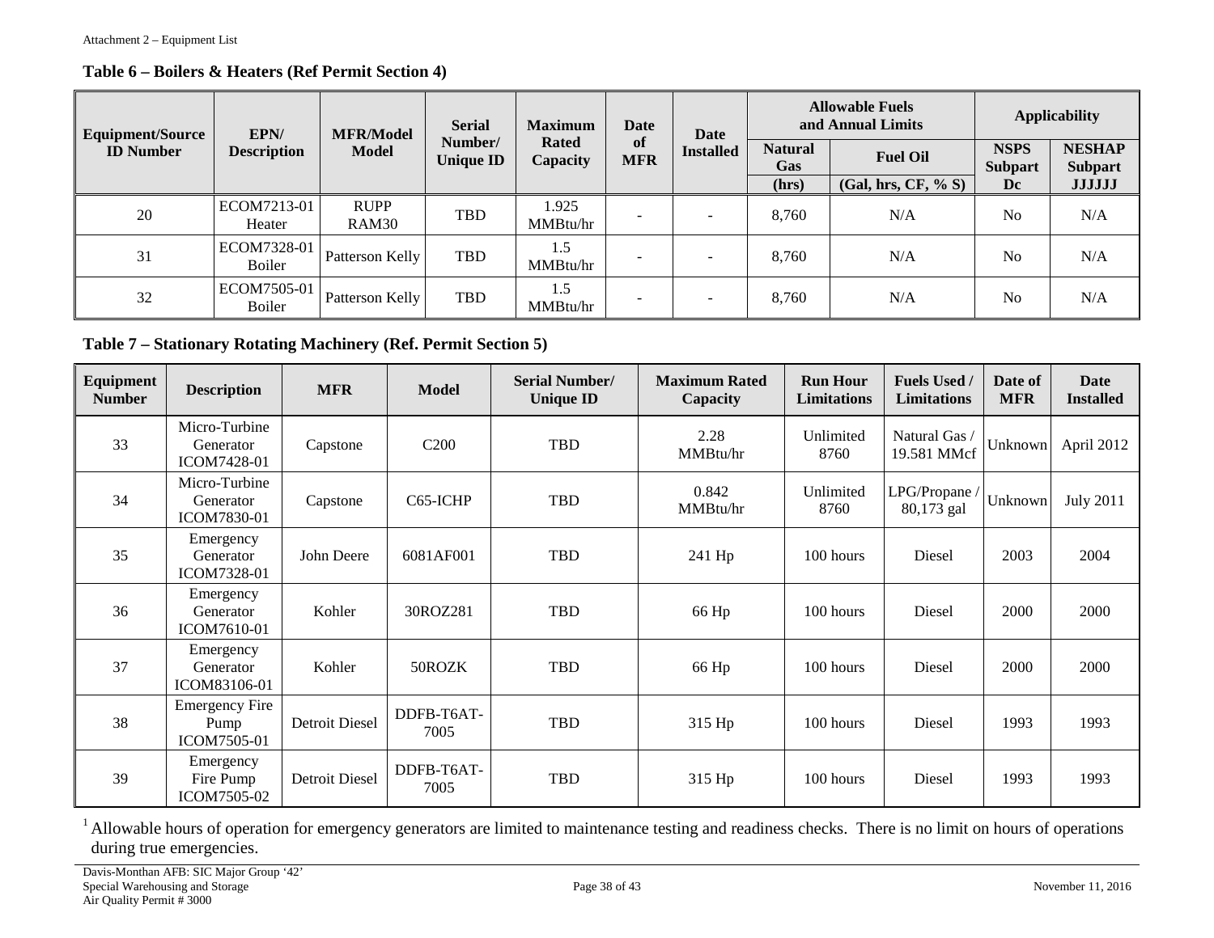**Table 6 – Boilers & Heaters (Ref Permit Section 4)**

| Equipment/Source ID Number | EPN/ Description | MFR/Model Model | Serial Number/ Unique ID | Maximum Rated Capacity | Date of MFR | Date Installed | Allowable Fuels and Annual Limits | | Applicability | |
|---|---|---|---|---|---|---|---|---|---|---|
| | | | | | | | Natural Gas (hrs) | Fuel Oil (Gal, hrs, CF, % S) | NSPS Subpart Dc | NESHAP Subpart JJJJJJ |
| 20 | ECOM7213-01 Heater | RUPP RAM30 | TBD | 1.925 MMBtu/hr | - | - | 8,760 | N/A | No | N/A |
| 31 | ECOM7328-01 Boiler | Patterson Kelly | TBD | 1.5 MMBtu/hr | - | - | 8,760 | N/A | No | N/A |
| 32 | ECOM7505-01 Boiler | Patterson Kelly | TBD | 1.5 MMBtu/hr | - | - | 8,760 | N/A | No | N/A |

**Table 7 – Stationary Rotating Machinery (Ref. Permit Section 5)**

| Equipment Number | Description | MFR | Model | Serial Number/ Unique ID | Maximum Rated Capacity | Run Hour Limitations | Fuels Used / Limitations | Date of MFR | Date Installed |
|---|---|---|---|---|---|---|---|---|---|
| 33 | Micro-Turbine Generator ICOM7428-01 | Capstone | C200 | TBD | 2.28 MMBtu/hr | Unlimited 8760 | Natural Gas / 19.581 MMcf | Unknown | April 2012 |
| 34 | Micro-Turbine Generator ICOM7830-01 | Capstone | C65-ICHP | TBD | 0.842 MMBtu/hr | Unlimited 8760 | LPG/Propane / 80,173 gal | Unknown | July 2011 |
| 35 | Emergency Generator ICOM7328-01 | John Deere | 6081AF001 | TBD | 241 Hp | 100 hours | Diesel | 2003 | 2004 |
| 36 | Emergency Generator ICOM7610-01 | Kohler | 30ROZ281 | TBD | 66 Hp | 100 hours | Diesel | 2000 | 2000 |
| 37 | Emergency Generator ICOM83106-01 | Kohler | 50ROZK | TBD | 66 Hp | 100 hours | Diesel | 2000 | 2000 |
| 38 | Emergency Fire Pump ICOM7505-01 | Detroit Diesel | DDFB-T6AT-7005 | TBD | 315 Hp | 100 hours | Diesel | 1993 | 1993 |
| 39 | Emergency Fire Pump ICOM7505-02 | Detroit Diesel | DDFB-T6AT-7005 | TBD | 315 Hp | 100 hours | Diesel | 1993 | 1993 |

[1] Allowable hours of operation for emergency generators are limited to maintenance testing and readiness checks. There is no limit on hours of operations during true emergencies.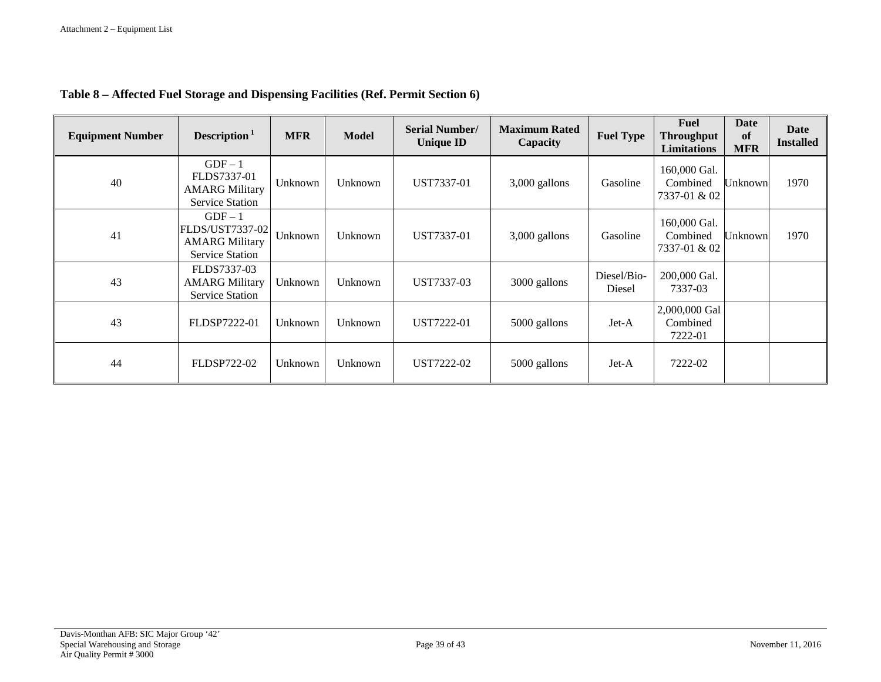**Table 8 – Affected Fuel Storage and Dispensing Facilities (Ref. Permit Section 6)**

| Equipment Number | Description [1] | MFR | Model | Serial Number/ Unique ID | Maximum Rated Capacity | Fuel Type | Fuel Throughput Limitations | Date of MFR | Date Installed |
|---|---|---|---|---|---|---|---|---|---|
| 40 | GDF – 1 FLDS7337-01 AMARG Military Service Station | Unknown | Unknown | UST7337-01 | 3,000 gallons | Gasoline | 160,000 Gal. Combined 7337-01 & 02 | Unknown | 1970 |
| 41 | GDF – 1 FLDS/UST7337-02 AMARG Military Service Station | Unknown | Unknown | UST7337-01 | 3,000 gallons | Gasoline | 160,000 Gal. Combined 7337-01 & 02 | Unknown | 1970 |
| 43 | FLDS7337-03 AMARG Military Service Station | Unknown | Unknown | UST7337-03 | 3000 gallons | Diesel/Bio-Diesel | 200,000 Gal. 7337-03 | | |
| 43 | FLDSP7222-01 | Unknown | Unknown | UST7222-01 | 5000 gallons | Jet-A | 2,000,000 Gal Combined 7222-01 | | |
| 44 | FLDSP722-02 | Unknown | Unknown | UST7222-02 | 5000 gallons | Jet-A | 7222-02 | | |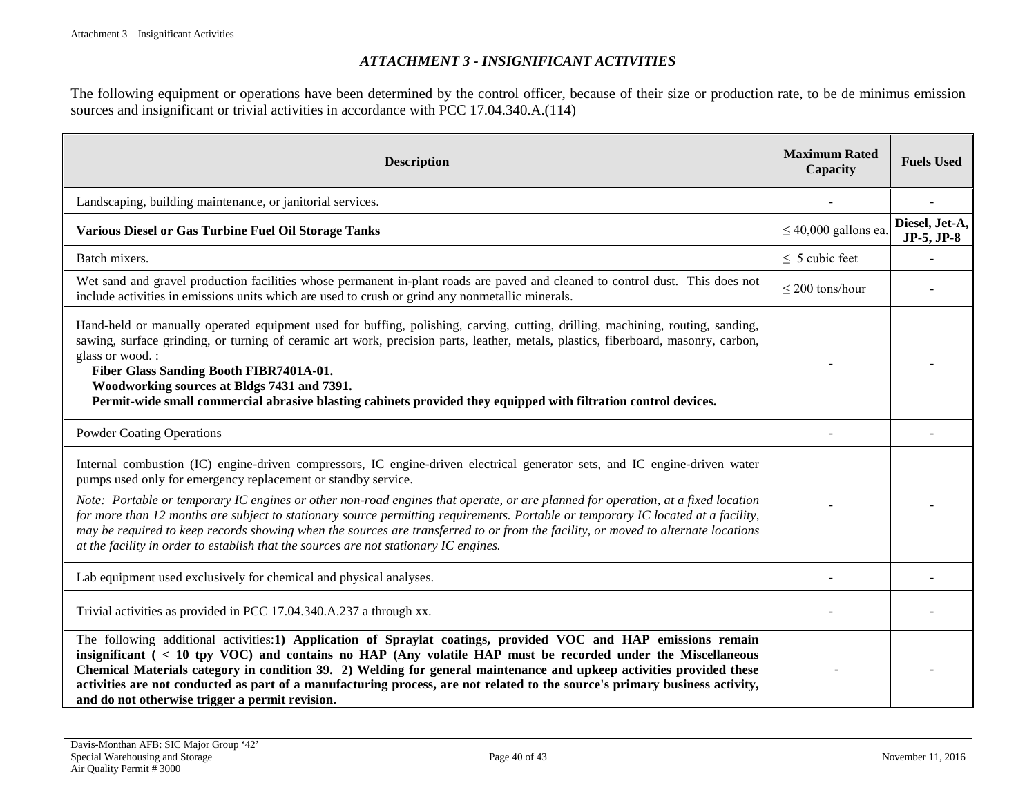## *ATTACHMENT 3 - INSIGNIFICANT ACTIVITIES*

The following equipment or operations have been determined by the control officer, because of their size or production rate, to be de minimus emission sources and insignificant or trivial activities in accordance with PCC 17.04.340.A.(114)

| Description | Maximum Rated Capacity | Fuels Used |
|---|---|---|
| Landscaping, building maintenance, or janitorial services. | - | - |
| **Various Diesel or Gas Turbine Fuel Oil Storage Tanks** | ≤ 40,000 gallons ea. | **Diesel, Jet-A, JP-5, JP-8** |
| Batch mixers. | ≤ 5 cubic feet | - |
| Wet sand and gravel production facilities whose permanent in-plant roads are paved and cleaned to control dust. This does not include activities in emissions units which are used to crush or grind any nonmetallic minerals. | ≤ 200 tons/hour | - |
| Hand-held or manually operated equipment used for buffing, polishing, carving, cutting, drilling, machining, routing, sanding, sawing, surface grinding, or turning of ceramic art work, precision parts, leather, metals, plastics, fiberboard, masonry, carbon, glass or wood. : **Fiber Glass Sanding Booth FIBR7401A-01.** **Woodworking sources at Bldgs 7431 and 7391.** **Permit-wide small commercial abrasive blasting cabinets provided they equipped with filtration control devices.** | - | - |
| Powder Coating Operations | - | - |
| Internal combustion (IC) engine-driven compressors, IC engine-driven electrical generator sets, and IC engine-driven water pumps used only for emergency replacement or standby service. *Note: Portable or temporary IC engines or other non-road engines that operate, or are planned for operation, at a fixed location for more than 12 months are subject to stationary source permitting requirements. Portable or temporary IC located at a facility, may be required to keep records showing when the sources are transferred to or from the facility, or moved to alternate locations at the facility in order to establish that the sources are not stationary IC engines.* | - | - |
| Lab equipment used exclusively for chemical and physical analyses. | - | - |
| Trivial activities as provided in PCC 17.04.340.A.237 a through xx. | - | - |
| The following additional activities:**1) Application of Spraylat coatings, provided VOC and HAP emissions remain insignificant ( < 10 tpy VOC) and contains no HAP (Any volatile HAP must be recorded under the Miscellaneous Chemical Materials category in condition 39. 2) Welding for general maintenance and upkeep activities provided these activities are not conducted as part of a manufacturing process, are not related to the source's primary business activity, and do not otherwise trigger a permit revision.** | - | - |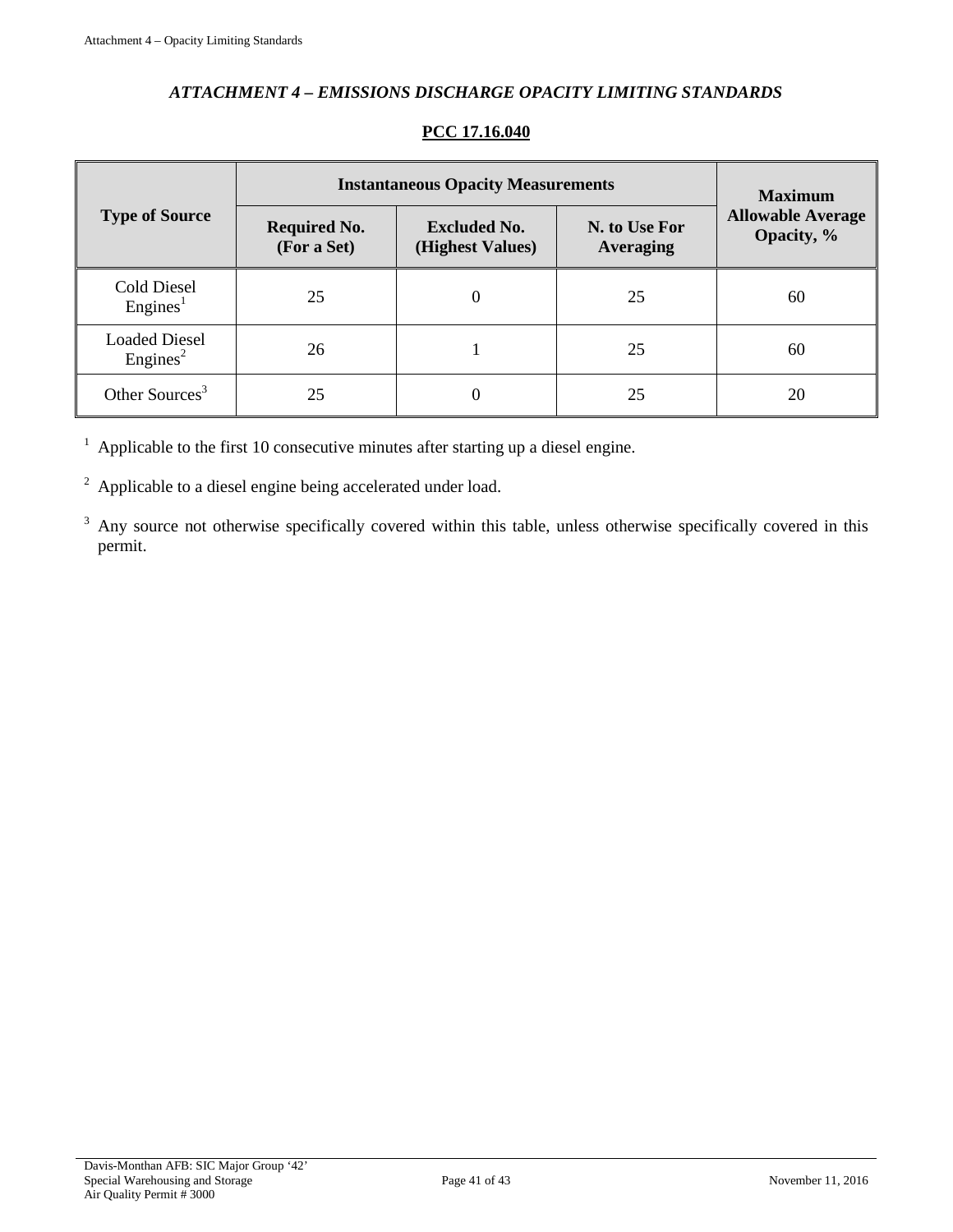## *ATTACHMENT 4 – EMISSIONS DISCHARGE OPACITY LIMITING STANDARDS*

### PCC 17.16.040

| Type of Source | Instantaneous Opacity Measurements | | | Maximum Allowable Average Opacity, % |
|---|---|---|---|---|
| | **Required No. (For a Set)** | **Excluded No. (Highest Values)** | **N. to Use For Averaging** | |
| Cold Diesel Engines[1] | 25 | 0 | 25 | 60 |
| Loaded Diesel Engines[2] | 26 | 1 | 25 | 60 |
| Other Sources[3] | 25 | 0 | 25 | 20 |

[1] Applicable to the first 10 consecutive minutes after starting up a diesel engine.

[2] Applicable to a diesel engine being accelerated under load.

[3] Any source not otherwise specifically covered within this table, unless otherwise specifically covered in this permit.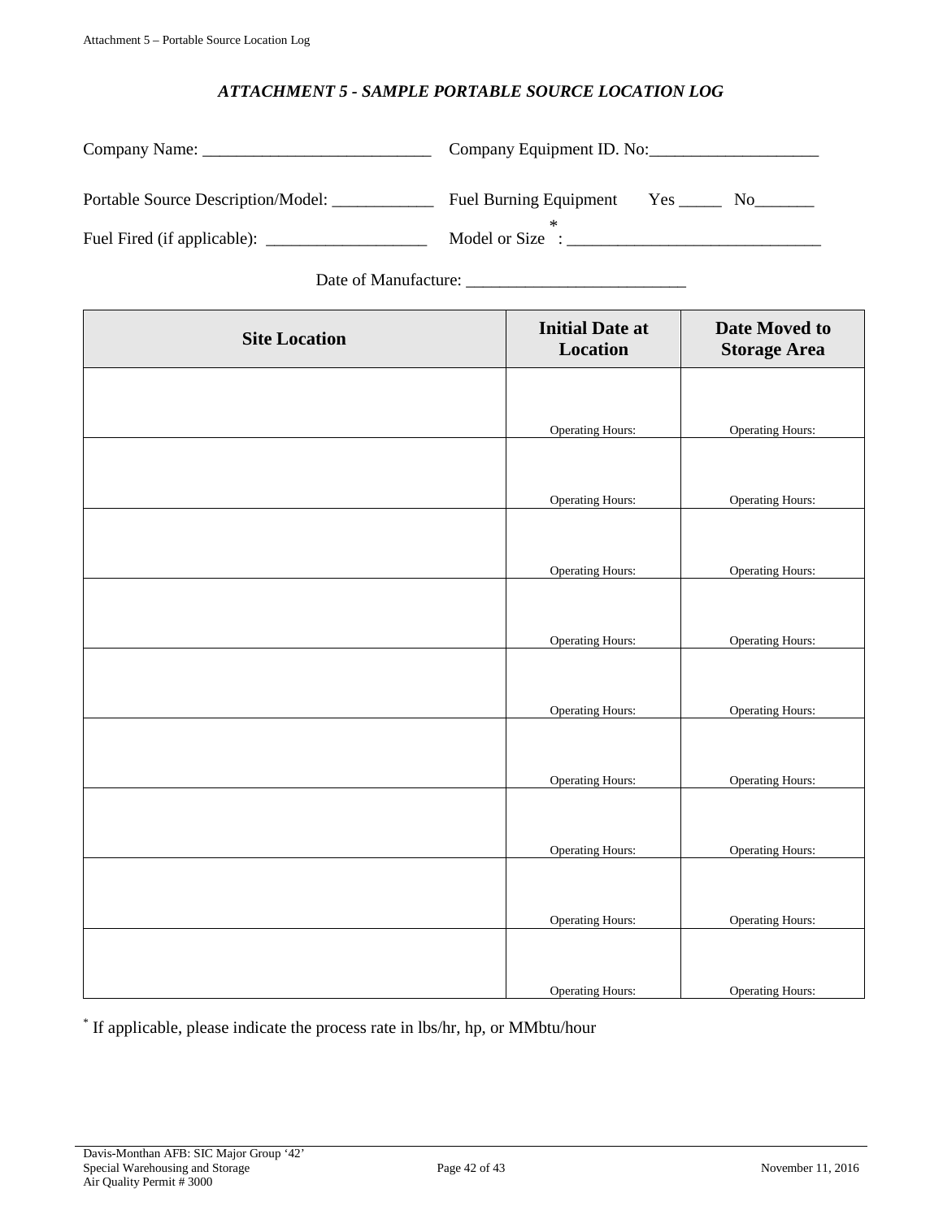## *ATTACHMENT 5 - SAMPLE PORTABLE SOURCE LOCATION LOG*

Company Name: ___________________________ Company Equipment ID. No:___________________

Portable Source Description/Model: ____________ Fuel Burning Equipment Yes _____ No_______

Fuel Fired (if applicable): ___________________ Model or Size*: ______________________________

Date of Manufacture: __________________________

| Site Location | Initial Date at Location | Date Moved to Storage Area |
|---|---|---|
| | Operating Hours: | Operating Hours: |
| | Operating Hours: | Operating Hours: |
| | Operating Hours: | Operating Hours: |
| | Operating Hours: | Operating Hours: |
| | Operating Hours: | Operating Hours: |
| | Operating Hours: | Operating Hours: |
| | Operating Hours: | Operating Hours: |
| | Operating Hours: | Operating Hours: |
| | Operating Hours: | Operating Hours: |

* If applicable, please indicate the process rate in lbs/hr, hp, or MMbtu/hour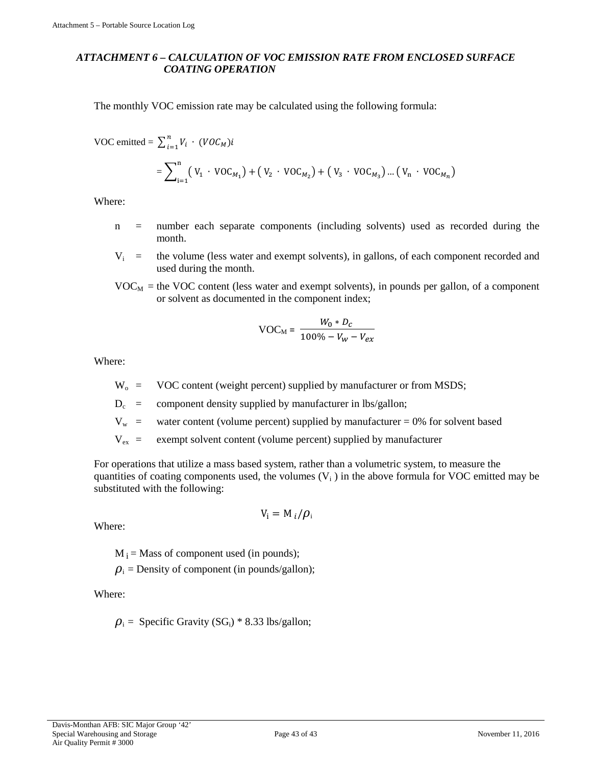### *ATTACHMENT 6 – CALCULATION OF VOC EMISSION RATE FROM ENCLOSED SURFACE COATING OPERATION*

The monthly VOC emission rate may be calculated using the following formula:

$$\text{VOC emitted} = \sum_{i=1}^{n} V_i \cdot (VOC_M)i$$

$$= \sum_{i=1}^{n} (V_1 \cdot VOC_{M_1}) + (V_2 \cdot VOC_{M_2}) + (V_3 \cdot VOC_{M_3}) \ldots (V_n \cdot VOC_{M_n})$$

Where:

- n = number each separate components (including solvents) used as recorded during the month.
- $V_i$ = the volume (less water and exempt solvents), in gallons, of each component recorded and used during the month.
- $VOC_M$ = the VOC content (less water and exempt solvents), in pounds per gallon, of a component or solvent as documented in the component index;

$$VOC_M = \frac{W_0 * D_c}{100\% - V_w - V_{ex}}$$

Where:

- $W_o$ = VOC content (weight percent) supplied by manufacturer or from MSDS;
- $D_c$ = component density supplied by manufacturer in lbs/gallon;
- $V_w$ = water content (volume percent) supplied by manufacturer = 0% for solvent based
- $V_{ex}$ = exempt solvent content (volume percent) supplied by manufacturer

For operations that utilize a mass based system, rather than a volumetric system, to measure the quantities of coating components used, the volumes ($V_i$) in the above formula for VOC emitted may be substituted with the following:

$$V_i = M_i / \rho_i$$

Where:

$M_i$ = Mass of component used (in pounds);

$\rho_i$ = Density of component (in pounds/gallon);

Where:

$\rho_i$ = Specific Gravity ($SG_i$) * 8.33 lbs/gallon;